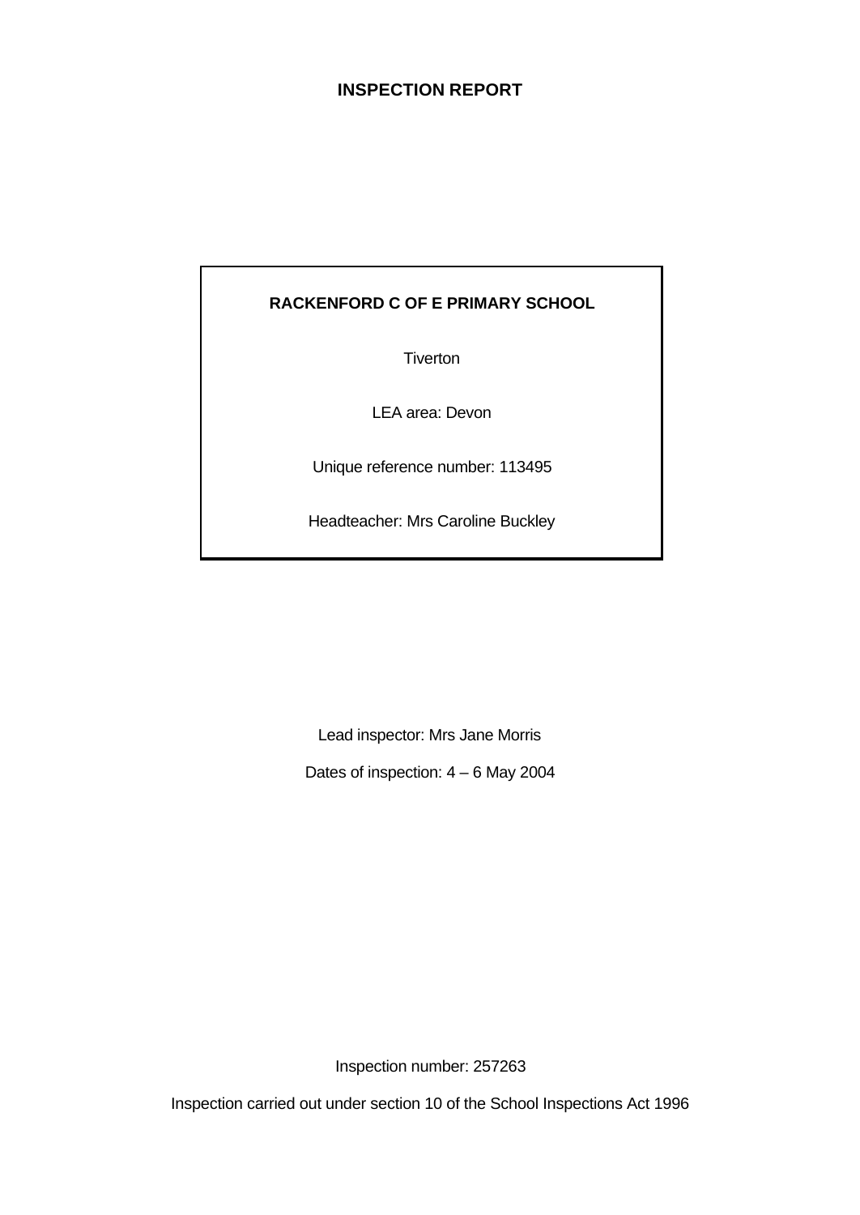# INSPECTION REPORT

**RACKENFORD C OF E PRIMARY SCHOOL**

Tiverton

LEA area: Devon

Unique reference number: 113495

Headteacher: Mrs Caroline Buckley

Lead inspector: Mrs Jane Morris

Dates of inspection: 4 – 6 May 2004

Inspection number: 257263

Inspection carried out under section 10 of the School Inspections Act 1996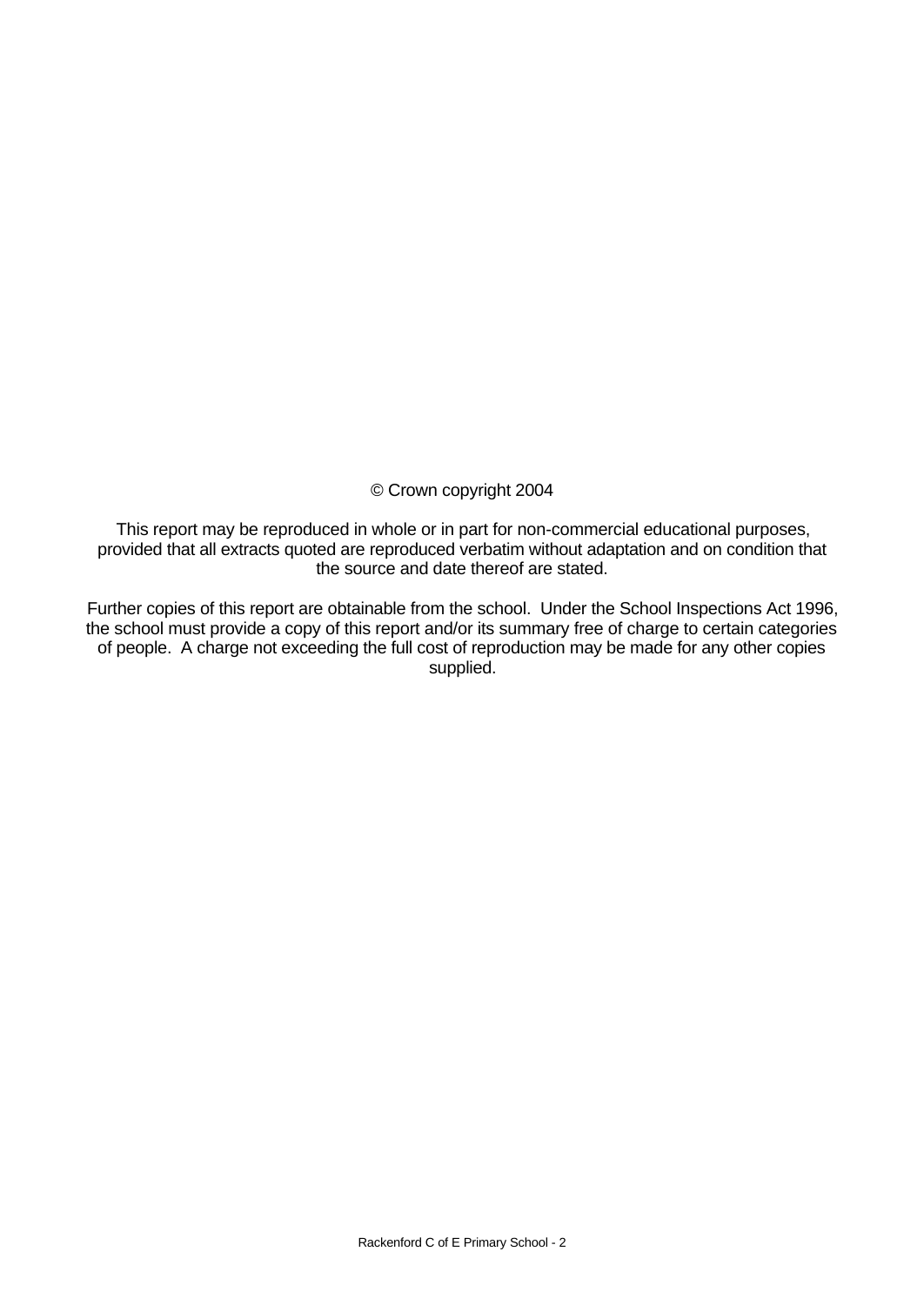© Crown copyright 2004

This report may be reproduced in whole or in part for non-commercial educational purposes, provided that all extracts quoted are reproduced verbatim without adaptation and on condition that the source and date thereof are stated.

Further copies of this report are obtainable from the school. Under the School Inspections Act 1996, the school must provide a copy of this report and/or its summary free of charge to certain categories of people. A charge not exceeding the full cost of reproduction may be made for any other copies supplied.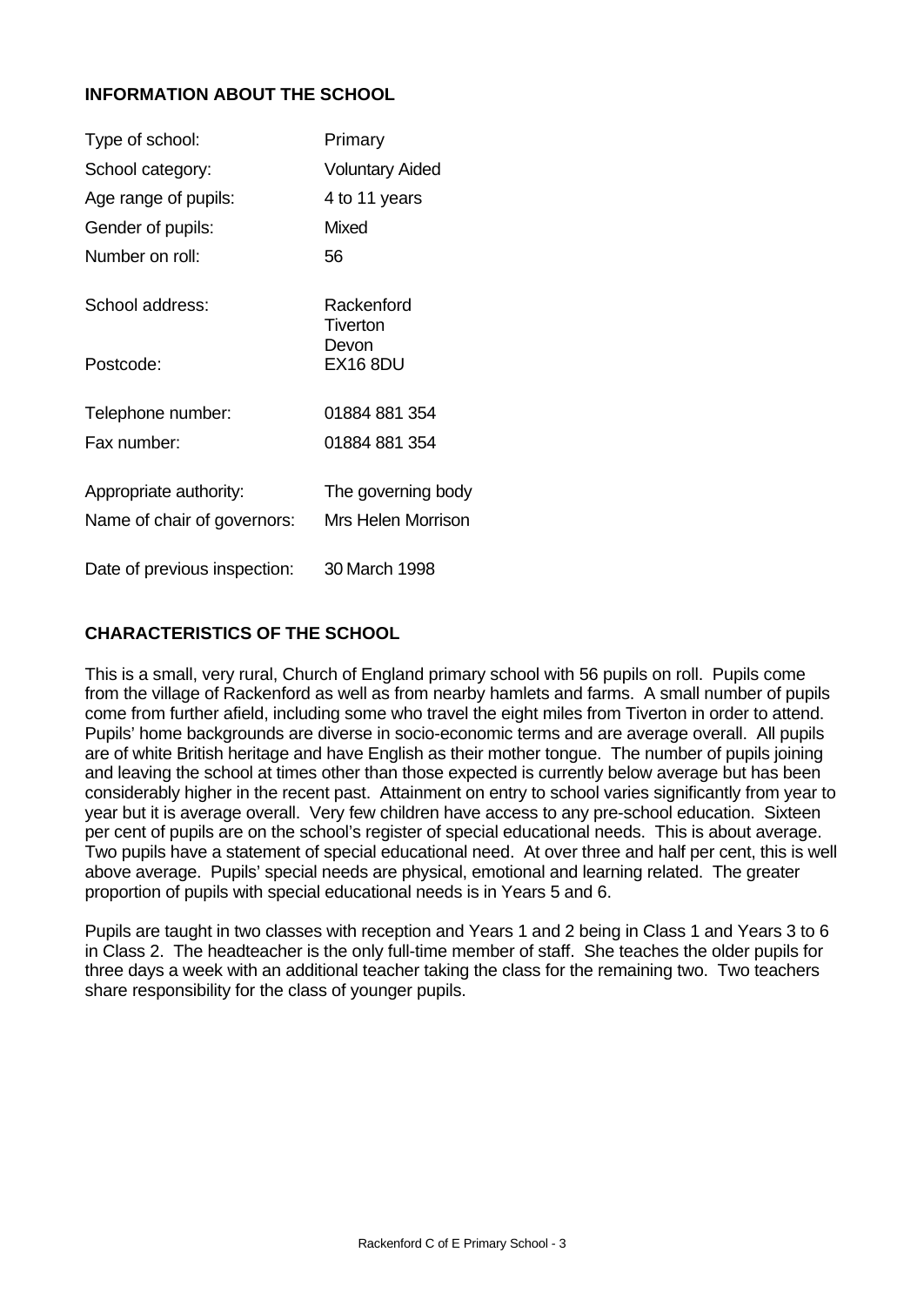## INFORMATION ABOUT THE SCHOOL

| | |
|---|---|
| Type of school: | Primary |
| School category: | Voluntary Aided |
| Age range of pupils: | 4 to 11 years |
| Gender of pupils: | Mixed |
| Number on roll: | 56 |
| School address: | Rackenford<br>Tiverton<br>Devon |
| Postcode: | EX16 8DU |
| Telephone number: | 01884 881 354 |
| Fax number: | 01884 881 354 |
| Appropriate authority: | The governing body |
| Name of chair of governors: | Mrs Helen Morrison |
| Date of previous inspection: | 30 March 1998 |

## CHARACTERISTICS OF THE SCHOOL

This is a small, very rural, Church of England primary school with 56 pupils on roll. Pupils come from the village of Rackenford as well as from nearby hamlets and farms. A small number of pupils come from further afield, including some who travel the eight miles from Tiverton in order to attend. Pupils' home backgrounds are diverse in socio-economic terms and are average overall. All pupils are of white British heritage and have English as their mother tongue. The number of pupils joining and leaving the school at times other than those expected is currently below average but has been considerably higher in the recent past. Attainment on entry to school varies significantly from year to year but it is average overall. Very few children have access to any pre-school education. Sixteen per cent of pupils are on the school's register of special educational needs. This is about average. Two pupils have a statement of special educational need. At over three and half per cent, this is well above average. Pupils' special needs are physical, emotional and learning related. The greater proportion of pupils with special educational needs is in Years 5 and 6.

Pupils are taught in two classes with reception and Years 1 and 2 being in Class 1 and Years 3 to 6 in Class 2. The headteacher is the only full-time member of staff. She teaches the older pupils for three days a week with an additional teacher taking the class for the remaining two. Two teachers share responsibility for the class of younger pupils.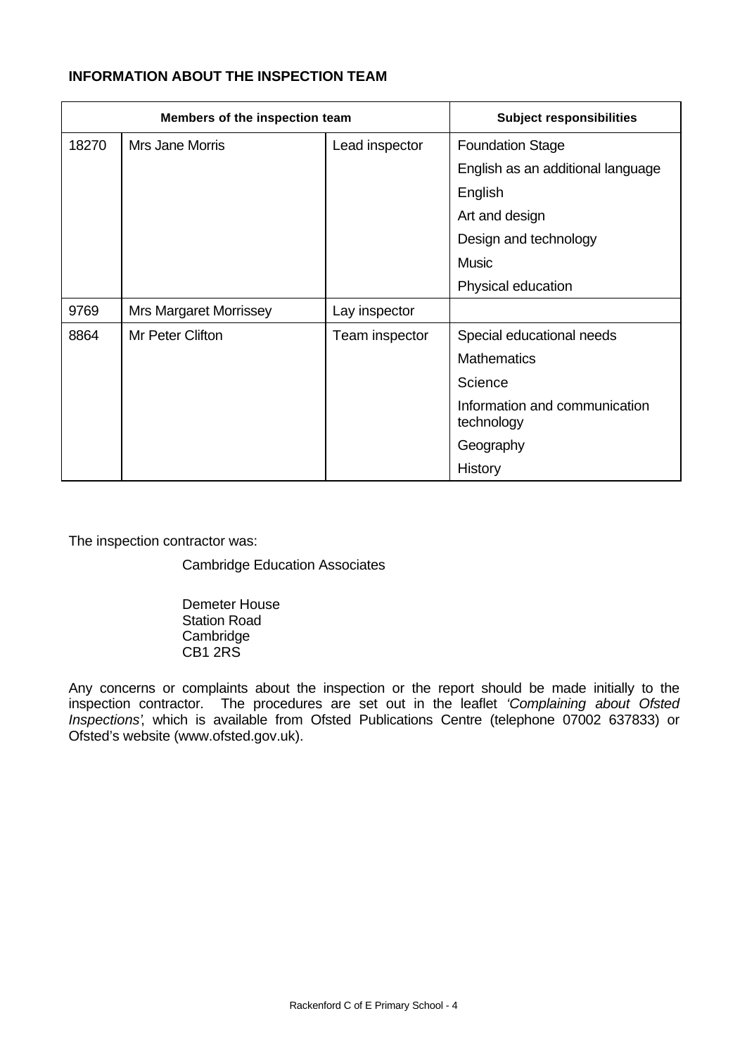**INFORMATION ABOUT THE INSPECTION TEAM**

| Members of the inspection team | | | Subject responsibilities |
|---|---|---|---|
| 18270 | Mrs Jane Morris | Lead inspector | Foundation Stage |
| | | | English as an additional language |
| | | | English |
| | | | Art and design |
| | | | Design and technology |
| | | | Music |
| | | | Physical education |
| 9769 | Mrs Margaret Morrissey | Lay inspector | |
| 8864 | Mr Peter Clifton | Team inspector | Special educational needs |
| | | | Mathematics |
| | | | Science |
| | | | Information and communication technology |
| | | | Geography |
| | | | History |

The inspection contractor was:

Cambridge Education Associates

Demeter House
Station Road
Cambridge
CB1 2RS

Any concerns or complaints about the inspection or the report should be made initially to the inspection contractor. The procedures are set out in the leaflet *'Complaining about Ofsted Inspections'*, which is available from Ofsted Publications Centre (telephone 07002 637833) or Ofsted's website (www.ofsted.gov.uk).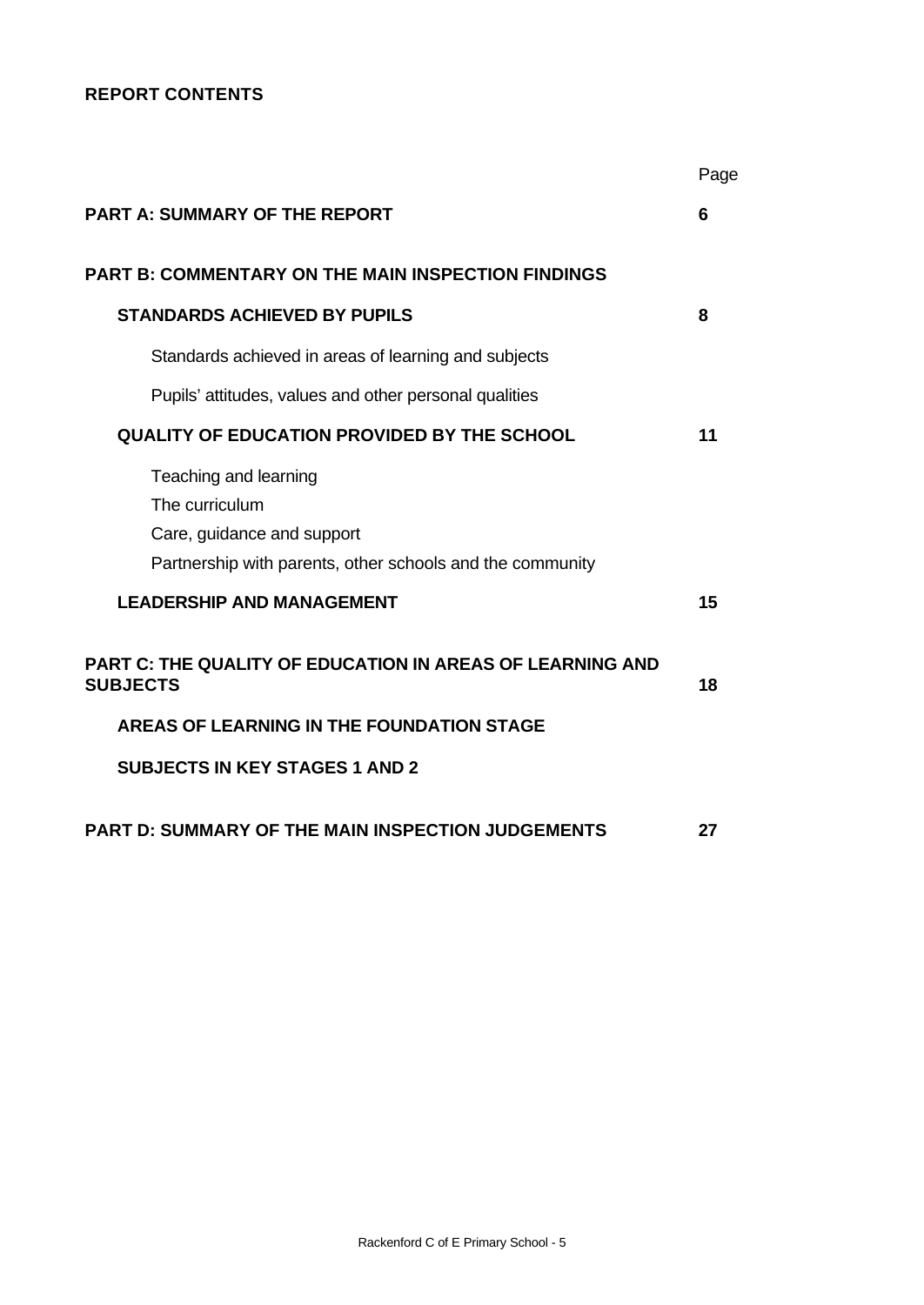**REPORT CONTENTS**

| | Page |
|---|---|
| **PART A: SUMMARY OF THE REPORT** | **6** |
| **PART B: COMMENTARY ON THE MAIN INSPECTION FINDINGS** | |
| **STANDARDS ACHIEVED BY PUPILS** | **8** |
| Standards achieved in areas of learning and subjects | |
| Pupils' attitudes, values and other personal qualities | |
| **QUALITY OF EDUCATION PROVIDED BY THE SCHOOL** | **11** |
| Teaching and learning | |
| The curriculum | |
| Care, guidance and support | |
| Partnership with parents, other schools and the community | |
| **LEADERSHIP AND MANAGEMENT** | **15** |
| **PART C: THE QUALITY OF EDUCATION IN AREAS OF LEARNING AND SUBJECTS** | **18** |
| **AREAS OF LEARNING IN THE FOUNDATION STAGE** | |
| **SUBJECTS IN KEY STAGES 1 AND 2** | |
| **PART D: SUMMARY OF THE MAIN INSPECTION JUDGEMENTS** | **27** |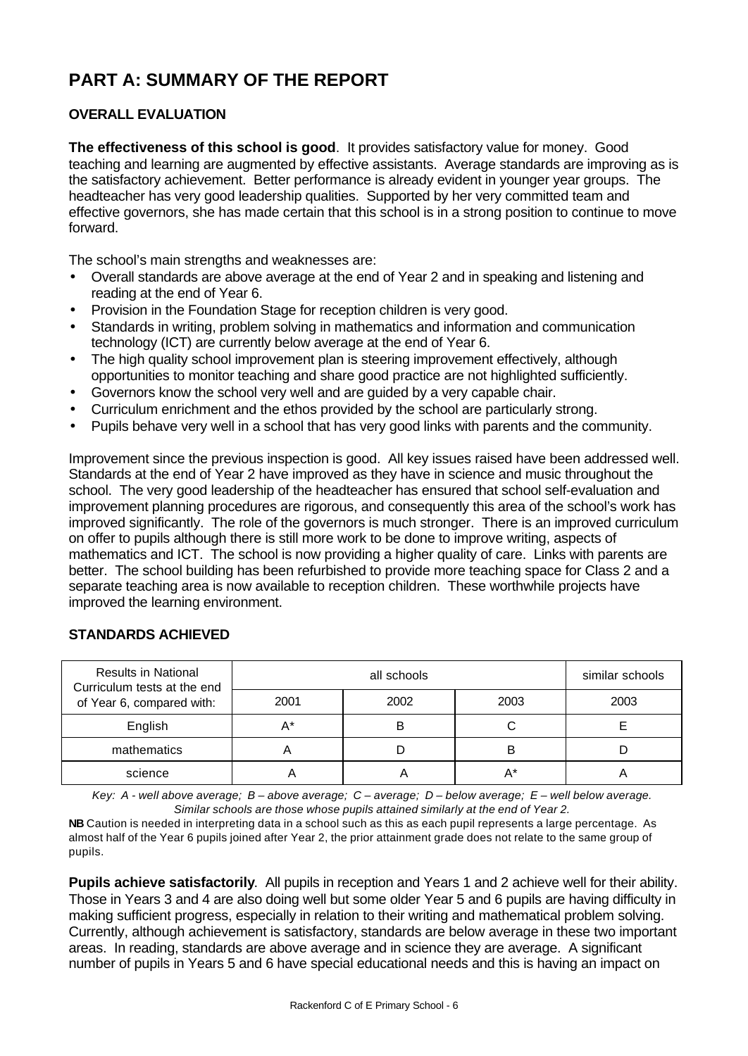# PART A: SUMMARY OF THE REPORT

## OVERALL EVALUATION

**The effectiveness of this school is good**. It provides satisfactory value for money. Good teaching and learning are augmented by effective assistants. Average standards are improving as is the satisfactory achievement. Better performance is already evident in younger year groups. The headteacher has very good leadership qualities. Supported by her very committed team and effective governors, she has made certain that this school is in a strong position to continue to move forward.

The school's main strengths and weaknesses are:

- Overall standards are above average at the end of Year 2 and in speaking and listening and reading at the end of Year 6.
- Provision in the Foundation Stage for reception children is very good.
- Standards in writing, problem solving in mathematics and information and communication technology (ICT) are currently below average at the end of Year 6.
- The high quality school improvement plan is steering improvement effectively, although opportunities to monitor teaching and share good practice are not highlighted sufficiently.
- Governors know the school very well and are guided by a very capable chair.
- Curriculum enrichment and the ethos provided by the school are particularly strong.
- Pupils behave very well in a school that has very good links with parents and the community.

Improvement since the previous inspection is good. All key issues raised have been addressed well. Standards at the end of Year 2 have improved as they have in science and music throughout the school. The very good leadership of the headteacher has ensured that school self-evaluation and improvement planning procedures are rigorous, and consequently this area of the school's work has improved significantly. The role of the governors is much stronger. There is an improved curriculum on offer to pupils although there is still more work to be done to improve writing, aspects of mathematics and ICT. The school is now providing a higher quality of care. Links with parents are better. The school building has been refurbished to provide more teaching space for Class 2 and a separate teaching area is now available to reception children. These worthwhile projects have improved the learning environment.

## STANDARDS ACHIEVED

| Results in National Curriculum tests at the end of Year 6, compared with: | all schools | | | similar schools |
|---|---|---|---|---|
| | 2001 | 2002 | 2003 | 2003 |
| English | A* | B | C | E |
| mathematics | A | D | B | D |
| science | A | A | A* | A |

*Key: A - well above average; B – above average; C – average; D – below average; E – well below average. Similar schools are those whose pupils attained similarly at the end of Year 2.*

**NB** Caution is needed in interpreting data in a school such as this as each pupil represents a large percentage. As almost half of the Year 6 pupils joined after Year 2, the prior attainment grade does not relate to the same group of pupils.

**Pupils achieve satisfactorily**. All pupils in reception and Years 1 and 2 achieve well for their ability. Those in Years 3 and 4 are also doing well but some older Year 5 and 6 pupils are having difficulty in making sufficient progress, especially in relation to their writing and mathematical problem solving. Currently, although achievement is satisfactory, standards are below average in these two important areas. In reading, standards are above average and in science they are average. A significant number of pupils in Years 5 and 6 have special educational needs and this is having an impact on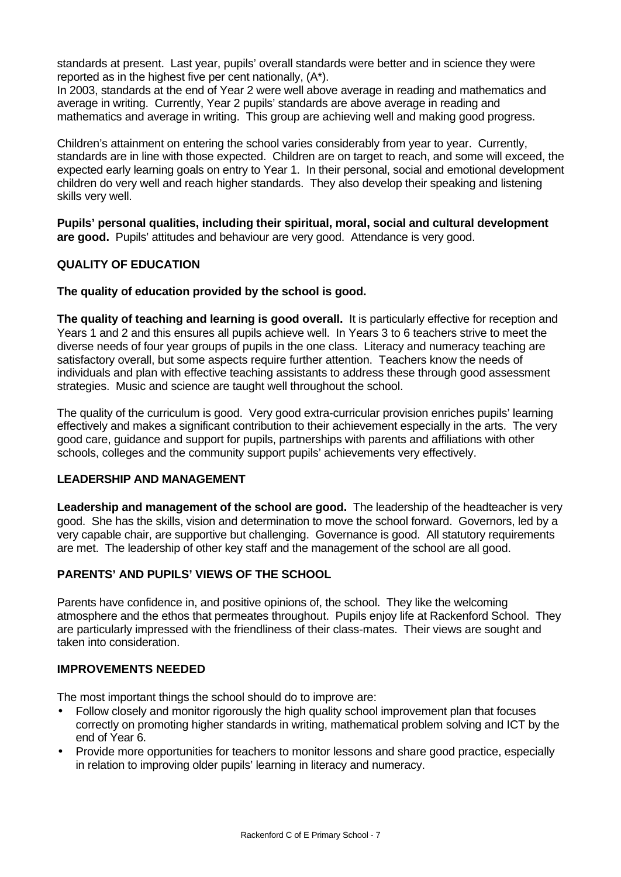standards at present. Last year, pupils' overall standards were better and in science they were reported as in the highest five per cent nationally, (A*).

In 2003, standards at the end of Year 2 were well above average in reading and mathematics and average in writing. Currently, Year 2 pupils' standards are above average in reading and mathematics and average in writing. This group are achieving well and making good progress.

Children's attainment on entering the school varies considerably from year to year. Currently, standards are in line with those expected. Children are on target to reach, and some will exceed, the expected early learning goals on entry to Year 1. In their personal, social and emotional development children do very well and reach higher standards. They also develop their speaking and listening skills very well.

**Pupils' personal qualities, including their spiritual, moral, social and cultural development are good.** Pupils' attitudes and behaviour are very good. Attendance is very good.

## QUALITY OF EDUCATION

**The quality of education provided by the school is good.**

**The quality of teaching and learning is good overall.** It is particularly effective for reception and Years 1 and 2 and this ensures all pupils achieve well. In Years 3 to 6 teachers strive to meet the diverse needs of four year groups of pupils in the one class. Literacy and numeracy teaching are satisfactory overall, but some aspects require further attention. Teachers know the needs of individuals and plan with effective teaching assistants to address these through good assessment strategies. Music and science are taught well throughout the school.

The quality of the curriculum is good. Very good extra-curricular provision enriches pupils' learning effectively and makes a significant contribution to their achievement especially in the arts. The very good care, guidance and support for pupils, partnerships with parents and affiliations with other schools, colleges and the community support pupils' achievements very effectively.

## LEADERSHIP AND MANAGEMENT

**Leadership and management of the school are good.** The leadership of the headteacher is very good. She has the skills, vision and determination to move the school forward. Governors, led by a very capable chair, are supportive but challenging. Governance is good. All statutory requirements are met. The leadership of other key staff and the management of the school are all good.

## PARENTS' AND PUPILS' VIEWS OF THE SCHOOL

Parents have confidence in, and positive opinions of, the school. They like the welcoming atmosphere and the ethos that permeates throughout. Pupils enjoy life at Rackenford School. They are particularly impressed with the friendliness of their class-mates. Their views are sought and taken into consideration.

## IMPROVEMENTS NEEDED

The most important things the school should do to improve are:

- Follow closely and monitor rigorously the high quality school improvement plan that focuses correctly on promoting higher standards in writing, mathematical problem solving and ICT by the end of Year 6.
- Provide more opportunities for teachers to monitor lessons and share good practice, especially in relation to improving older pupils' learning in literacy and numeracy.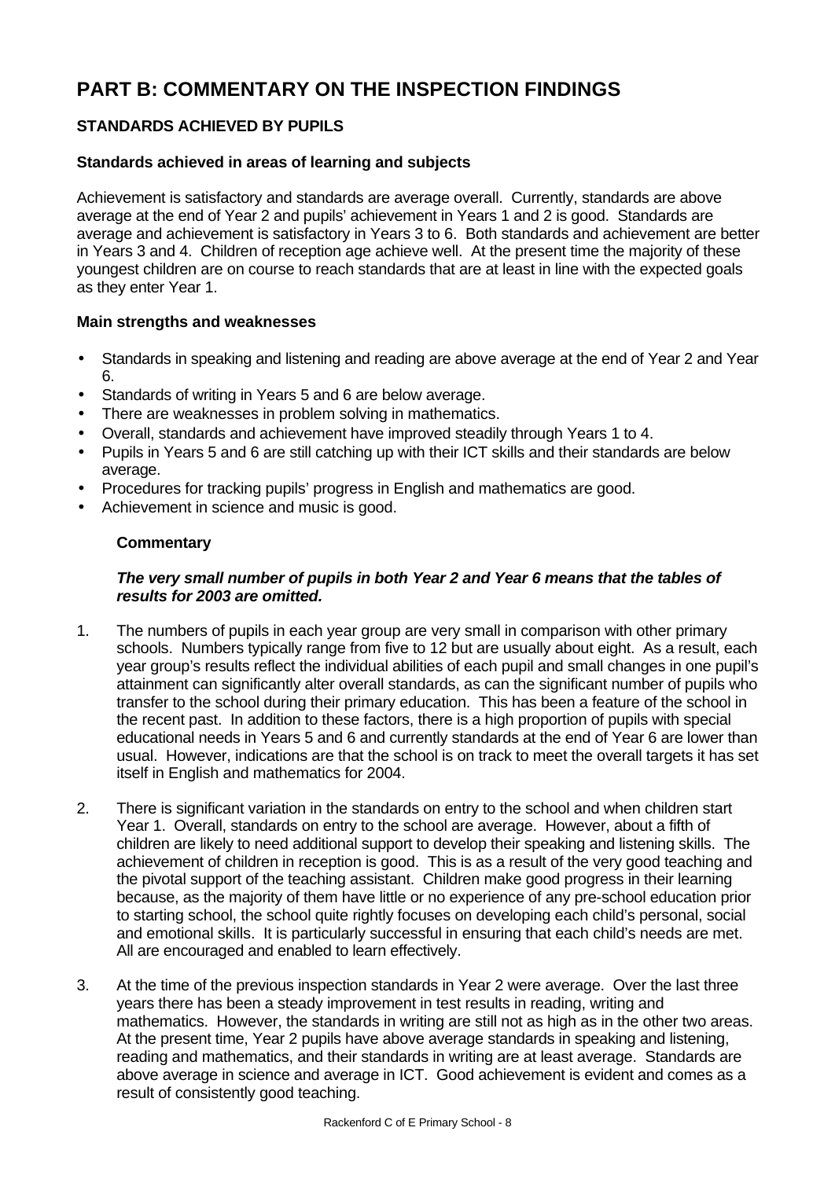# PART B: COMMENTARY ON THE INSPECTION FINDINGS

## STANDARDS ACHIEVED BY PUPILS

### Standards achieved in areas of learning and subjects

Achievement is satisfactory and standards are average overall. Currently, standards are above average at the end of Year 2 and pupils' achievement in Years 1 and 2 is good. Standards are average and achievement is satisfactory in Years 3 to 6. Both standards and achievement are better in Years 3 and 4. Children of reception age achieve well. At the present time the majority of these youngest children are on course to reach standards that are at least in line with the expected goals as they enter Year 1.

### Main strengths and weaknesses

- Standards in speaking and listening and reading are above average at the end of Year 2 and Year 6.
- Standards of writing in Years 5 and 6 are below average.
- There are weaknesses in problem solving in mathematics.
- Overall, standards and achievement have improved steadily through Years 1 to 4.
- Pupils in Years 5 and 6 are still catching up with their ICT skills and their standards are below average.
- Procedures for tracking pupils' progress in English and mathematics are good.
- Achievement in science and music is good.

#### Commentary

***The very small number of pupils in both Year 2 and Year 6 means that the tables of results for 2003 are omitted.***

1. The numbers of pupils in each year group are very small in comparison with other primary schools. Numbers typically range from five to 12 but are usually about eight. As a result, each year group's results reflect the individual abilities of each pupil and small changes in one pupil's attainment can significantly alter overall standards, as can the significant number of pupils who transfer to the school during their primary education. This has been a feature of the school in the recent past. In addition to these factors, there is a high proportion of pupils with special educational needs in Years 5 and 6 and currently standards at the end of Year 6 are lower than usual. However, indications are that the school is on track to meet the overall targets it has set itself in English and mathematics for 2004.

2. There is significant variation in the standards on entry to the school and when children start Year 1. Overall, standards on entry to the school are average. However, about a fifth of children are likely to need additional support to develop their speaking and listening skills. The achievement of children in reception is good. This is as a result of the very good teaching and the pivotal support of the teaching assistant. Children make good progress in their learning because, as the majority of them have little or no experience of any pre-school education prior to starting school, the school quite rightly focuses on developing each child's personal, social and emotional skills. It is particularly successful in ensuring that each child's needs are met. All are encouraged and enabled to learn effectively.

3. At the time of the previous inspection standards in Year 2 were average. Over the last three years there has been a steady improvement in test results in reading, writing and mathematics. However, the standards in writing are still not as high as in the other two areas. At the present time, Year 2 pupils have above average standards in speaking and listening, reading and mathematics, and their standards in writing are at least average. Standards are above average in science and average in ICT. Good achievement is evident and comes as a result of consistently good teaching.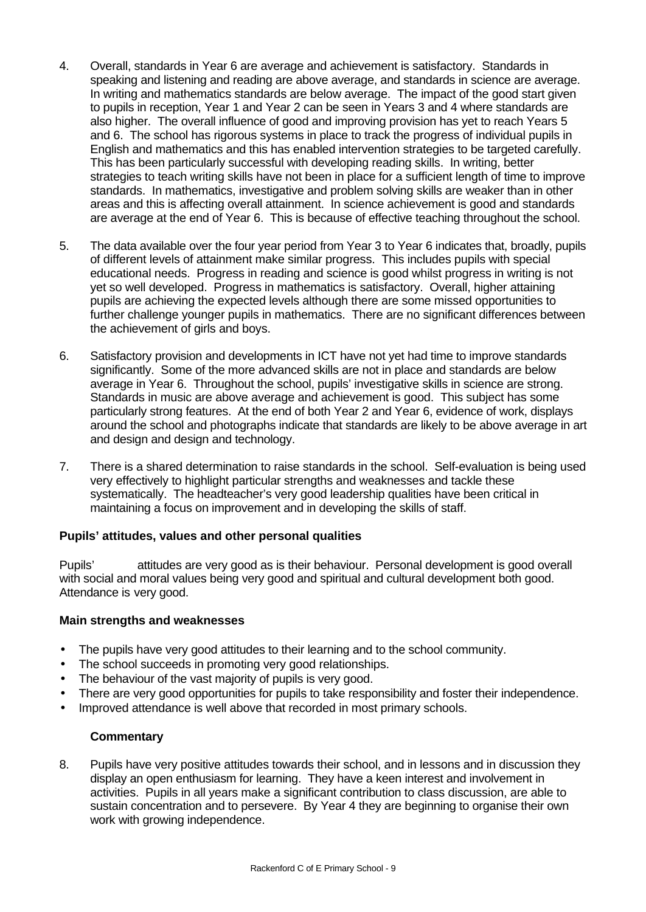4. Overall, standards in Year 6 are average and achievement is satisfactory. Standards in speaking and listening and reading are above average, and standards in science are average. In writing and mathematics standards are below average. The impact of the good start given to pupils in reception, Year 1 and Year 2 can be seen in Years 3 and 4 where standards are also higher. The overall influence of good and improving provision has yet to reach Years 5 and 6. The school has rigorous systems in place to track the progress of individual pupils in English and mathematics and this has enabled intervention strategies to be targeted carefully. This has been particularly successful with developing reading skills. In writing, better strategies to teach writing skills have not been in place for a sufficient length of time to improve standards. In mathematics, investigative and problem solving skills are weaker than in other areas and this is affecting overall attainment. In science achievement is good and standards are average at the end of Year 6. This is because of effective teaching throughout the school.

5. The data available over the four year period from Year 3 to Year 6 indicates that, broadly, pupils of different levels of attainment make similar progress. This includes pupils with special educational needs. Progress in reading and science is good whilst progress in writing is not yet so well developed. Progress in mathematics is satisfactory. Overall, higher attaining pupils are achieving the expected levels although there are some missed opportunities to further challenge younger pupils in mathematics. There are no significant differences between the achievement of girls and boys.

6. Satisfactory provision and developments in ICT have not yet had time to improve standards significantly. Some of the more advanced skills are not in place and standards are below average in Year 6. Throughout the school, pupils' investigative skills in science are strong. Standards in music are above average and achievement is good. This subject has some particularly strong features. At the end of both Year 2 and Year 6, evidence of work, displays around the school and photographs indicate that standards are likely to be above average in art and design and design and technology.

7. There is a shared determination to raise standards in the school. Self-evaluation is being used very effectively to highlight particular strengths and weaknesses and tackle these systematically. The headteacher's very good leadership qualities have been critical in maintaining a focus on improvement and in developing the skills of staff.

### Pupils' attitudes, values and other personal qualities

Pupils' attitudes are very good as is their behaviour. Personal development is good overall with social and moral values being very good and spiritual and cultural development both good. Attendance is very good.

#### Main strengths and weaknesses

- The pupils have very good attitudes to their learning and to the school community.
- The school succeeds in promoting very good relationships.
- The behaviour of the vast majority of pupils is very good.
- There are very good opportunities for pupils to take responsibility and foster their independence.
- Improved attendance is well above that recorded in most primary schools.

#### Commentary

8. Pupils have very positive attitudes towards their school, and in lessons and in discussion they display an open enthusiasm for learning. They have a keen interest and involvement in activities. Pupils in all years make a significant contribution to class discussion, are able to sustain concentration and to persevere. By Year 4 they are beginning to organise their own work with growing independence.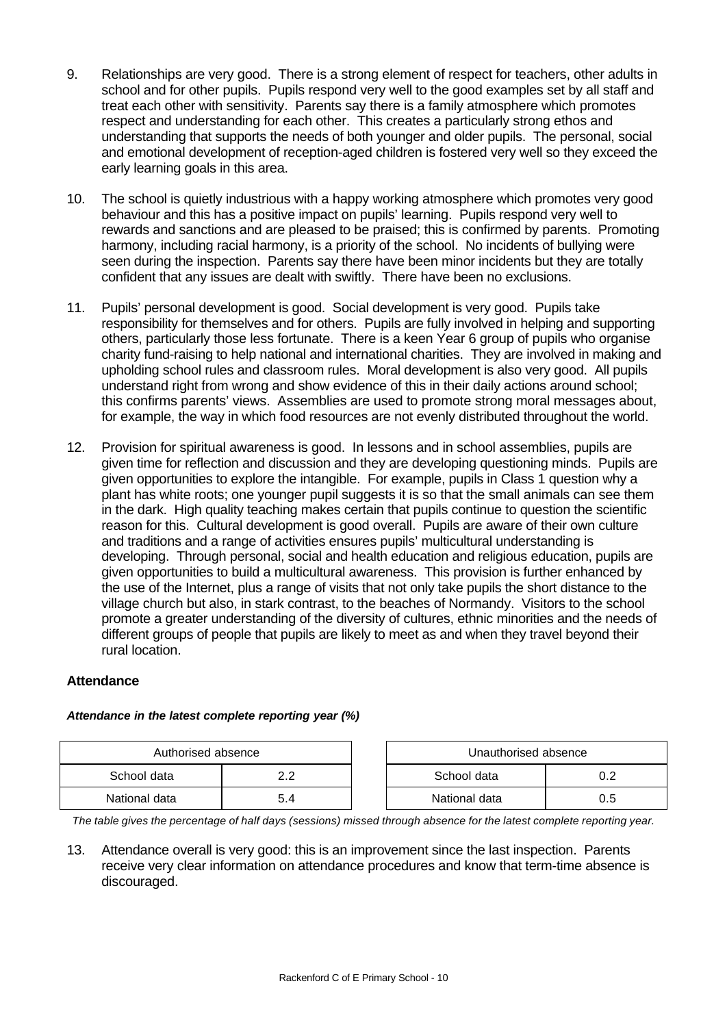9. Relationships are very good. There is a strong element of respect for teachers, other adults in school and for other pupils. Pupils respond very well to the good examples set by all staff and treat each other with sensitivity. Parents say there is a family atmosphere which promotes respect and understanding for each other. This creates a particularly strong ethos and understanding that supports the needs of both younger and older pupils. The personal, social and emotional development of reception-aged children is fostered very well so they exceed the early learning goals in this area.

10. The school is quietly industrious with a happy working atmosphere which promotes very good behaviour and this has a positive impact on pupils' learning. Pupils respond very well to rewards and sanctions and are pleased to be praised; this is confirmed by parents. Promoting harmony, including racial harmony, is a priority of the school. No incidents of bullying were seen during the inspection. Parents say there have been minor incidents but they are totally confident that any issues are dealt with swiftly. There have been no exclusions.

11. Pupils' personal development is good. Social development is very good. Pupils take responsibility for themselves and for others. Pupils are fully involved in helping and supporting others, particularly those less fortunate. There is a keen Year 6 group of pupils who organise charity fund-raising to help national and international charities. They are involved in making and upholding school rules and classroom rules. Moral development is also very good. All pupils understand right from wrong and show evidence of this in their daily actions around school; this confirms parents' views. Assemblies are used to promote strong moral messages about, for example, the way in which food resources are not evenly distributed throughout the world.

12. Provision for spiritual awareness is good. In lessons and in school assemblies, pupils are given time for reflection and discussion and they are developing questioning minds. Pupils are given opportunities to explore the intangible. For example, pupils in Class 1 question why a plant has white roots; one younger pupil suggests it is so that the small animals can see them in the dark. High quality teaching makes certain that pupils continue to question the scientific reason for this. Cultural development is good overall. Pupils are aware of their own culture and traditions and a range of activities ensures pupils' multicultural understanding is developing. Through personal, social and health education and religious education, pupils are given opportunities to build a multicultural awareness. This provision is further enhanced by the use of the Internet, plus a range of visits that not only take pupils the short distance to the village church but also, in stark contrast, to the beaches of Normandy. Visitors to the school promote a greater understanding of the diversity of cultures, ethnic minorities and the needs of different groups of people that pupils are likely to meet as and when they travel beyond their rural location.

### Attendance

***Attendance in the latest complete reporting year (%)***

| Authorised absence | |
|---|---|
| School data | 2.2 |
| National data | 5.4 |

| Unauthorised absence | |
|---|---|
| School data | 0.2 |
| National data | 0.5 |

*The table gives the percentage of half days (sessions) missed through absence for the latest complete reporting year.*

13. Attendance overall is very good: this is an improvement since the last inspection. Parents receive very clear information on attendance procedures and know that term-time absence is discouraged.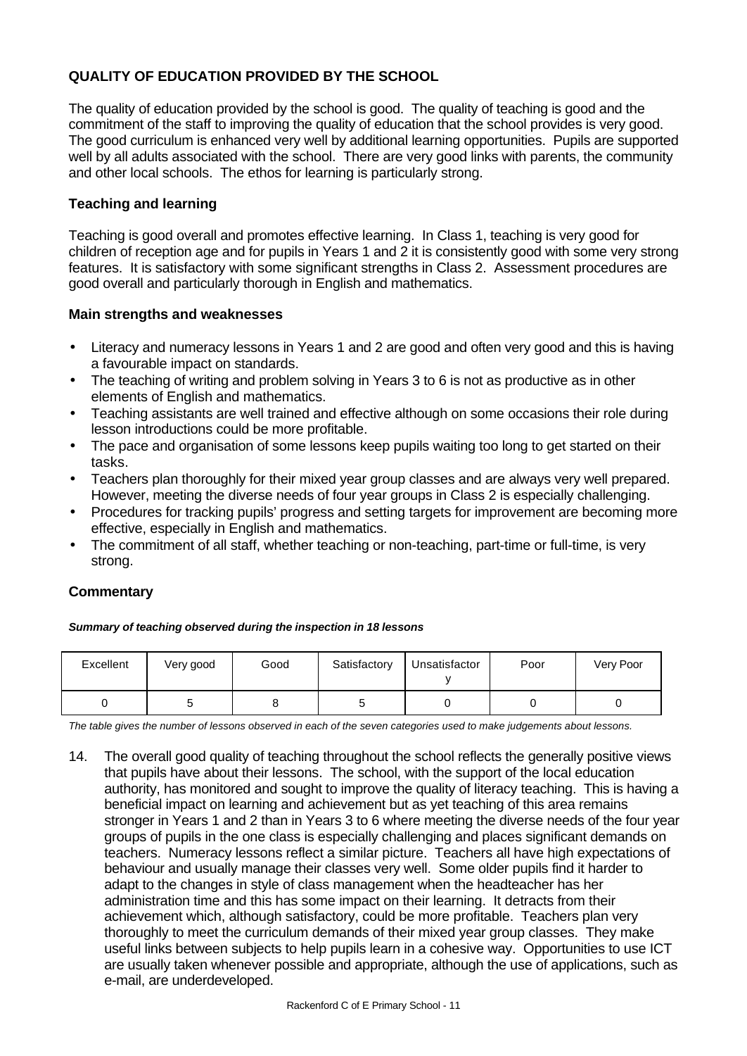## QUALITY OF EDUCATION PROVIDED BY THE SCHOOL

The quality of education provided by the school is good. The quality of teaching is good and the commitment of the staff to improving the quality of education that the school provides is very good. The good curriculum is enhanced very well by additional learning opportunities. Pupils are supported well by all adults associated with the school. There are very good links with parents, the community and other local schools. The ethos for learning is particularly strong.

### Teaching and learning

Teaching is good overall and promotes effective learning. In Class 1, teaching is very good for children of reception age and for pupils in Years 1 and 2 it is consistently good with some very strong features. It is satisfactory with some significant strengths in Class 2. Assessment procedures are good overall and particularly thorough in English and mathematics.

### Main strengths and weaknesses

- Literacy and numeracy lessons in Years 1 and 2 are good and often very good and this is having a favourable impact on standards.
- The teaching of writing and problem solving in Years 3 to 6 is not as productive as in other elements of English and mathematics.
- Teaching assistants are well trained and effective although on some occasions their role during lesson introductions could be more profitable.
- The pace and organisation of some lessons keep pupils waiting too long to get started on their tasks.
- Teachers plan thoroughly for their mixed year group classes and are always very well prepared. However, meeting the diverse needs of four year groups in Class 2 is especially challenging.
- Procedures for tracking pupils' progress and setting targets for improvement are becoming more effective, especially in English and mathematics.
- The commitment of all staff, whether teaching or non-teaching, part-time or full-time, is very strong.

### Commentary

***Summary of teaching observed during the inspection in 18 lessons***

| Excellent | Very good | Good | Satisfactory | Unsatisfactory | Poor | Very Poor |
|---|---|---|---|---|---|---|
| 0 | 5 | 8 | 5 | 0 | 0 | 0 |

*The table gives the number of lessons observed in each of the seven categories used to make judgements about lessons.*

14. The overall good quality of teaching throughout the school reflects the generally positive views that pupils have about their lessons. The school, with the support of the local education authority, has monitored and sought to improve the quality of literacy teaching. This is having a beneficial impact on learning and achievement but as yet teaching of this area remains stronger in Years 1 and 2 than in Years 3 to 6 where meeting the diverse needs of the four year groups of pupils in the one class is especially challenging and places significant demands on teachers. Numeracy lessons reflect a similar picture. Teachers all have high expectations of behaviour and usually manage their classes very well. Some older pupils find it harder to adapt to the changes in style of class management when the headteacher has her administration time and this has some impact on their learning. It detracts from their achievement which, although satisfactory, could be more profitable. Teachers plan very thoroughly to meet the curriculum demands of their mixed year group classes. They make useful links between subjects to help pupils learn in a cohesive way. Opportunities to use ICT are usually taken whenever possible and appropriate, although the use of applications, such as e-mail, are underdeveloped.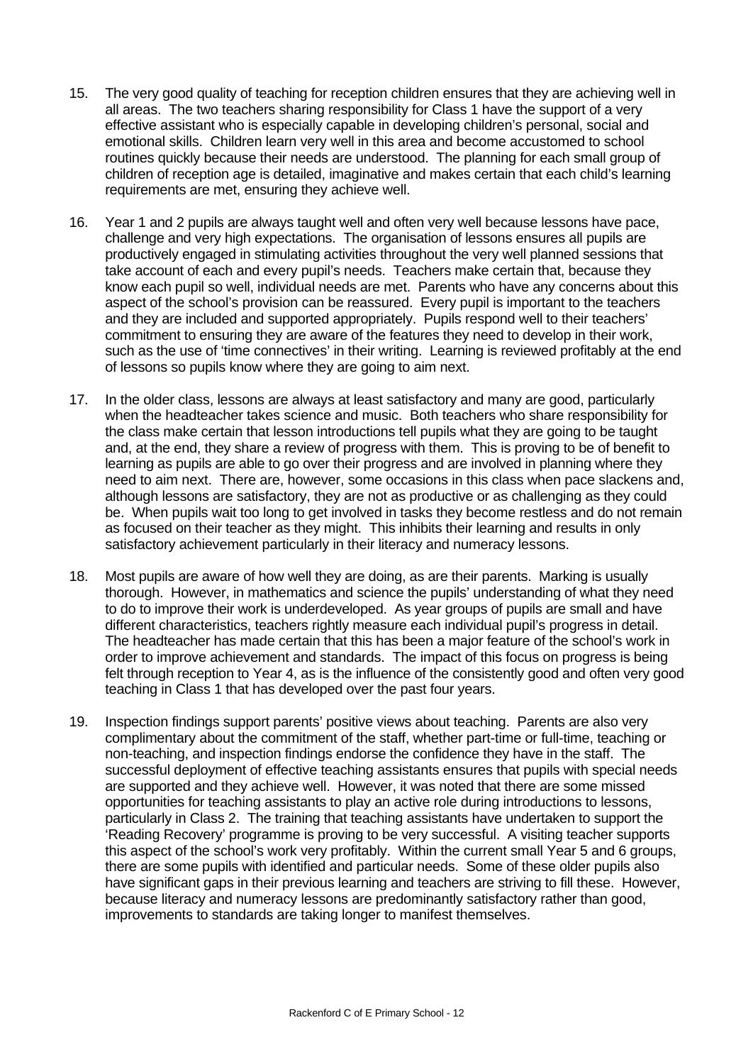15. The very good quality of teaching for reception children ensures that they are achieving well in all areas. The two teachers sharing responsibility for Class 1 have the support of a very effective assistant who is especially capable in developing children's personal, social and emotional skills. Children learn very well in this area and become accustomed to school routines quickly because their needs are understood. The planning for each small group of children of reception age is detailed, imaginative and makes certain that each child's learning requirements are met, ensuring they achieve well.

16. Year 1 and 2 pupils are always taught well and often very well because lessons have pace, challenge and very high expectations. The organisation of lessons ensures all pupils are productively engaged in stimulating activities throughout the very well planned sessions that take account of each and every pupil's needs. Teachers make certain that, because they know each pupil so well, individual needs are met. Parents who have any concerns about this aspect of the school's provision can be reassured. Every pupil is important to the teachers and they are included and supported appropriately. Pupils respond well to their teachers' commitment to ensuring they are aware of the features they need to develop in their work, such as the use of 'time connectives' in their writing. Learning is reviewed profitably at the end of lessons so pupils know where they are going to aim next.

17. In the older class, lessons are always at least satisfactory and many are good, particularly when the headteacher takes science and music. Both teachers who share responsibility for the class make certain that lesson introductions tell pupils what they are going to be taught and, at the end, they share a review of progress with them. This is proving to be of benefit to learning as pupils are able to go over their progress and are involved in planning where they need to aim next. There are, however, some occasions in this class when pace slackens and, although lessons are satisfactory, they are not as productive or as challenging as they could be. When pupils wait too long to get involved in tasks they become restless and do not remain as focused on their teacher as they might. This inhibits their learning and results in only satisfactory achievement particularly in their literacy and numeracy lessons.

18. Most pupils are aware of how well they are doing, as are their parents. Marking is usually thorough. However, in mathematics and science the pupils' understanding of what they need to do to improve their work is underdeveloped. As year groups of pupils are small and have different characteristics, teachers rightly measure each individual pupil's progress in detail. The headteacher has made certain that this has been a major feature of the school's work in order to improve achievement and standards. The impact of this focus on progress is being felt through reception to Year 4, as is the influence of the consistently good and often very good teaching in Class 1 that has developed over the past four years.

19. Inspection findings support parents' positive views about teaching. Parents are also very complimentary about the commitment of the staff, whether part-time or full-time, teaching or non-teaching, and inspection findings endorse the confidence they have in the staff. The successful deployment of effective teaching assistants ensures that pupils with special needs are supported and they achieve well. However, it was noted that there are some missed opportunities for teaching assistants to play an active role during introductions to lessons, particularly in Class 2. The training that teaching assistants have undertaken to support the 'Reading Recovery' programme is proving to be very successful. A visiting teacher supports this aspect of the school's work very profitably. Within the current small Year 5 and 6 groups, there are some pupils with identified and particular needs. Some of these older pupils also have significant gaps in their previous learning and teachers are striving to fill these. However, because literacy and numeracy lessons are predominantly satisfactory rather than good, improvements to standards are taking longer to manifest themselves.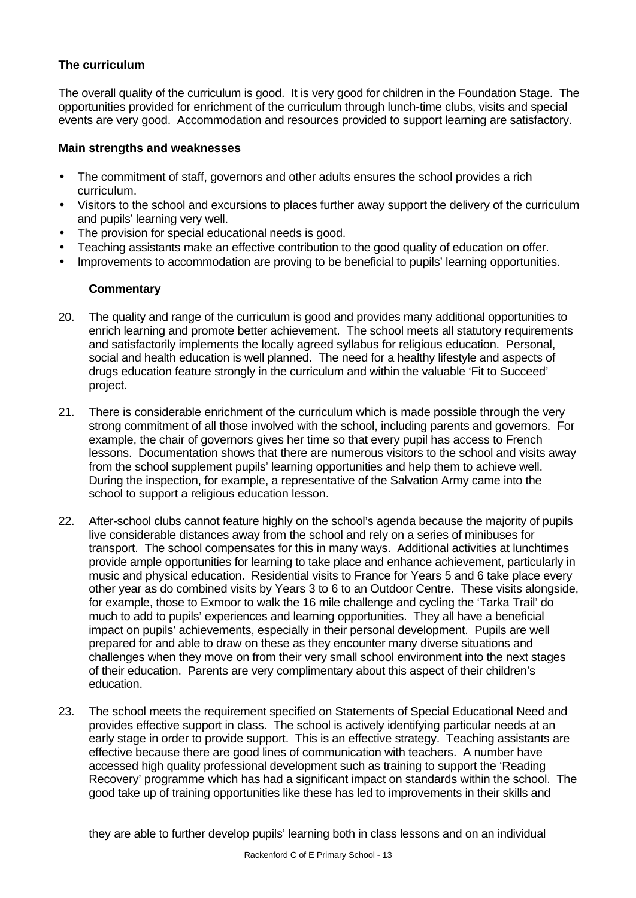### The curriculum

The overall quality of the curriculum is good. It is very good for children in the Foundation Stage. The opportunities provided for enrichment of the curriculum through lunch-time clubs, visits and special events are very good. Accommodation and resources provided to support learning are satisfactory.

#### Main strengths and weaknesses

- The commitment of staff, governors and other adults ensures the school provides a rich curriculum.
- Visitors to the school and excursions to places further away support the delivery of the curriculum and pupils' learning very well.
- The provision for special educational needs is good.
- Teaching assistants make an effective contribution to the good quality of education on offer.
- Improvements to accommodation are proving to be beneficial to pupils' learning opportunities.

#### Commentary

20. The quality and range of the curriculum is good and provides many additional opportunities to enrich learning and promote better achievement. The school meets all statutory requirements and satisfactorily implements the locally agreed syllabus for religious education. Personal, social and health education is well planned. The need for a healthy lifestyle and aspects of drugs education feature strongly in the curriculum and within the valuable 'Fit to Succeed' project.

21. There is considerable enrichment of the curriculum which is made possible through the very strong commitment of all those involved with the school, including parents and governors. For example, the chair of governors gives her time so that every pupil has access to French lessons. Documentation shows that there are numerous visitors to the school and visits away from the school supplement pupils' learning opportunities and help them to achieve well. During the inspection, for example, a representative of the Salvation Army came into the school to support a religious education lesson.

22. After-school clubs cannot feature highly on the school's agenda because the majority of pupils live considerable distances away from the school and rely on a series of minibuses for transport. The school compensates for this in many ways. Additional activities at lunchtimes provide ample opportunities for learning to take place and enhance achievement, particularly in music and physical education. Residential visits to France for Years 5 and 6 take place every other year as do combined visits by Years 3 to 6 to an Outdoor Centre. These visits alongside, for example, those to Exmoor to walk the 16 mile challenge and cycling the 'Tarka Trail' do much to add to pupils' experiences and learning opportunities. They all have a beneficial impact on pupils' achievements, especially in their personal development. Pupils are well prepared for and able to draw on these as they encounter many diverse situations and challenges when they move on from their very small school environment into the next stages of their education. Parents are very complimentary about this aspect of their children's education.

23. The school meets the requirement specified on Statements of Special Educational Need and provides effective support in class. The school is actively identifying particular needs at an early stage in order to provide support. This is an effective strategy. Teaching assistants are effective because there are good lines of communication with teachers. A number have accessed high quality professional development such as training to support the 'Reading Recovery' programme which has had a significant impact on standards within the school. The good take up of training opportunities like these has led to improvements in their skills and they are able to further develop pupils' learning both in class lessons and on an individual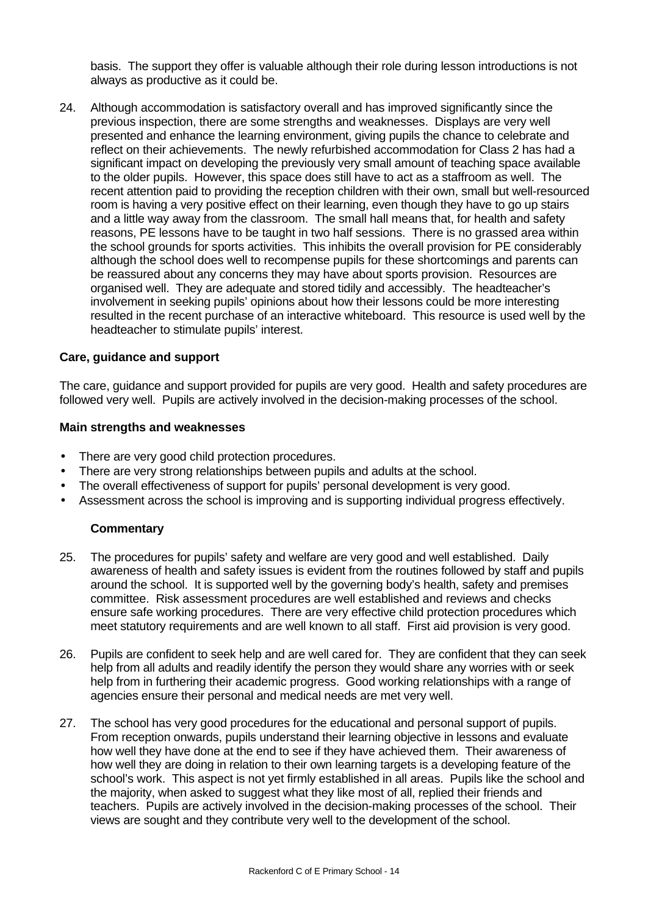basis. The support they offer is valuable although their role during lesson introductions is not always as productive as it could be.

24. Although accommodation is satisfactory overall and has improved significantly since the previous inspection, there are some strengths and weaknesses. Displays are very well presented and enhance the learning environment, giving pupils the chance to celebrate and reflect on their achievements. The newly refurbished accommodation for Class 2 has had a significant impact on developing the previously very small amount of teaching space available to the older pupils. However, this space does still have to act as a staffroom as well. The recent attention paid to providing the reception children with their own, small but well-resourced room is having a very positive effect on their learning, even though they have to go up stairs and a little way away from the classroom. The small hall means that, for health and safety reasons, PE lessons have to be taught in two half sessions. There is no grassed area within the school grounds for sports activities. This inhibits the overall provision for PE considerably although the school does well to recompense pupils for these shortcomings and parents can be reassured about any concerns they may have about sports provision. Resources are organised well. They are adequate and stored tidily and accessibly. The headteacher's involvement in seeking pupils' opinions about how their lessons could be more interesting resulted in the recent purchase of an interactive whiteboard. This resource is used well by the headteacher to stimulate pupils' interest.

### Care, guidance and support

The care, guidance and support provided for pupils are very good. Health and safety procedures are followed very well. Pupils are actively involved in the decision-making processes of the school.

#### Main strengths and weaknesses

- There are very good child protection procedures.
- There are very strong relationships between pupils and adults at the school.
- The overall effectiveness of support for pupils' personal development is very good.
- Assessment across the school is improving and is supporting individual progress effectively.

#### Commentary

25. The procedures for pupils' safety and welfare are very good and well established. Daily awareness of health and safety issues is evident from the routines followed by staff and pupils around the school. It is supported well by the governing body's health, safety and premises committee. Risk assessment procedures are well established and reviews and checks ensure safe working procedures. There are very effective child protection procedures which meet statutory requirements and are well known to all staff. First aid provision is very good.

26. Pupils are confident to seek help and are well cared for. They are confident that they can seek help from all adults and readily identify the person they would share any worries with or seek help from in furthering their academic progress. Good working relationships with a range of agencies ensure their personal and medical needs are met very well.

27. The school has very good procedures for the educational and personal support of pupils. From reception onwards, pupils understand their learning objective in lessons and evaluate how well they have done at the end to see if they have achieved them. Their awareness of how well they are doing in relation to their own learning targets is a developing feature of the school's work. This aspect is not yet firmly established in all areas. Pupils like the school and the majority, when asked to suggest what they like most of all, replied their friends and teachers. Pupils are actively involved in the decision-making processes of the school. Their views are sought and they contribute very well to the development of the school.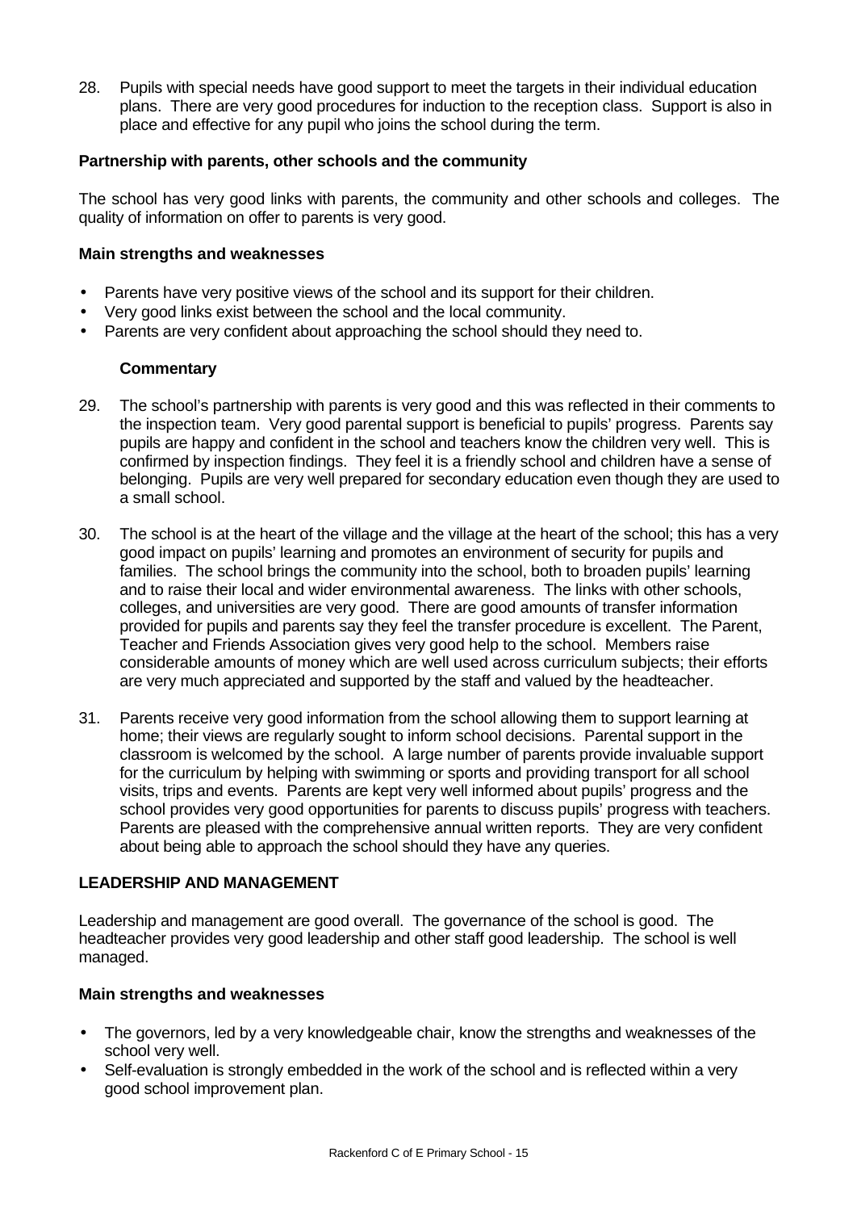28. Pupils with special needs have good support to meet the targets in their individual education plans. There are very good procedures for induction to the reception class. Support is also in place and effective for any pupil who joins the school during the term.

### Partnership with parents, other schools and the community

The school has very good links with parents, the community and other schools and colleges. The quality of information on offer to parents is very good.

#### Main strengths and weaknesses

- Parents have very positive views of the school and its support for their children.
- Very good links exist between the school and the local community.
- Parents are very confident about approaching the school should they need to.

#### Commentary

29. The school's partnership with parents is very good and this was reflected in their comments to the inspection team. Very good parental support is beneficial to pupils' progress. Parents say pupils are happy and confident in the school and teachers know the children very well. This is confirmed by inspection findings. They feel it is a friendly school and children have a sense of belonging. Pupils are very well prepared for secondary education even though they are used to a small school.

30. The school is at the heart of the village and the village at the heart of the school; this has a very good impact on pupils' learning and promotes an environment of security for pupils and families. The school brings the community into the school, both to broaden pupils' learning and to raise their local and wider environmental awareness. The links with other schools, colleges, and universities are very good. There are good amounts of transfer information provided for pupils and parents say they feel the transfer procedure is excellent. The Parent, Teacher and Friends Association gives very good help to the school. Members raise considerable amounts of money which are well used across curriculum subjects; their efforts are very much appreciated and supported by the staff and valued by the headteacher.

31. Parents receive very good information from the school allowing them to support learning at home; their views are regularly sought to inform school decisions. Parental support in the classroom is welcomed by the school. A large number of parents provide invaluable support for the curriculum by helping with swimming or sports and providing transport for all school visits, trips and events. Parents are kept very well informed about pupils' progress and the school provides very good opportunities for parents to discuss pupils' progress with teachers. Parents are pleased with the comprehensive annual written reports. They are very confident about being able to approach the school should they have any queries.

## LEADERSHIP AND MANAGEMENT

Leadership and management are good overall. The governance of the school is good. The headteacher provides very good leadership and other staff good leadership. The school is well managed.

#### Main strengths and weaknesses

- The governors, led by a very knowledgeable chair, know the strengths and weaknesses of the school very well.
- Self-evaluation is strongly embedded in the work of the school and is reflected within a very good school improvement plan.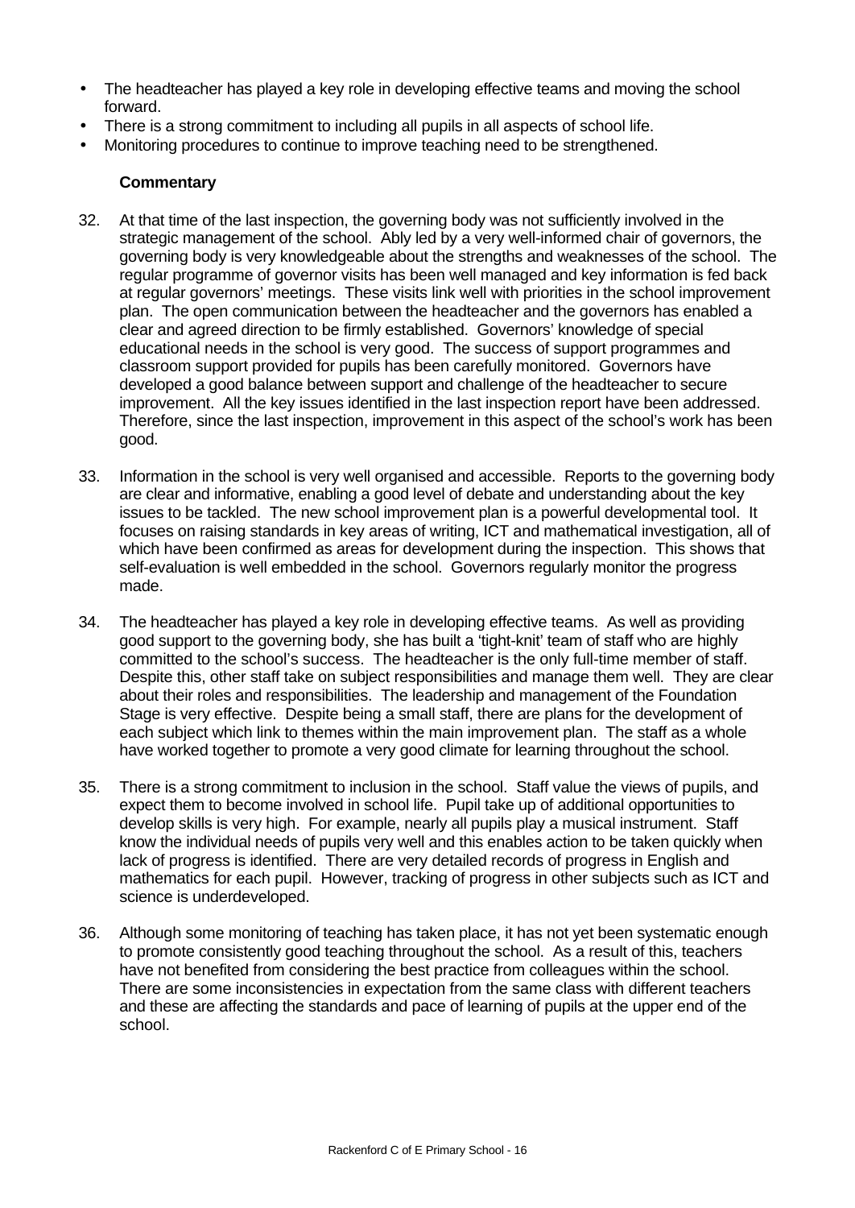- The headteacher has played a key role in developing effective teams and moving the school forward.
- There is a strong commitment to including all pupils in all aspects of school life.
- Monitoring procedures to continue to improve teaching need to be strengthened.

**Commentary**

32. At that time of the last inspection, the governing body was not sufficiently involved in the strategic management of the school. Ably led by a very well-informed chair of governors, the governing body is very knowledgeable about the strengths and weaknesses of the school. The regular programme of governor visits has been well managed and key information is fed back at regular governors' meetings. These visits link well with priorities in the school improvement plan. The open communication between the headteacher and the governors has enabled a clear and agreed direction to be firmly established. Governors' knowledge of special educational needs in the school is very good. The success of support programmes and classroom support provided for pupils has been carefully monitored. Governors have developed a good balance between support and challenge of the headteacher to secure improvement. All the key issues identified in the last inspection report have been addressed. Therefore, since the last inspection, improvement in this aspect of the school's work has been good.

33. Information in the school is very well organised and accessible. Reports to the governing body are clear and informative, enabling a good level of debate and understanding about the key issues to be tackled. The new school improvement plan is a powerful developmental tool. It focuses on raising standards in key areas of writing, ICT and mathematical investigation, all of which have been confirmed as areas for development during the inspection. This shows that self-evaluation is well embedded in the school. Governors regularly monitor the progress made.

34. The headteacher has played a key role in developing effective teams. As well as providing good support to the governing body, she has built a 'tight-knit' team of staff who are highly committed to the school's success. The headteacher is the only full-time member of staff. Despite this, other staff take on subject responsibilities and manage them well. They are clear about their roles and responsibilities. The leadership and management of the Foundation Stage is very effective. Despite being a small staff, there are plans for the development of each subject which link to themes within the main improvement plan. The staff as a whole have worked together to promote a very good climate for learning throughout the school.

35. There is a strong commitment to inclusion in the school. Staff value the views of pupils, and expect them to become involved in school life. Pupil take up of additional opportunities to develop skills is very high. For example, nearly all pupils play a musical instrument. Staff know the individual needs of pupils very well and this enables action to be taken quickly when lack of progress is identified. There are very detailed records of progress in English and mathematics for each pupil. However, tracking of progress in other subjects such as ICT and science is underdeveloped.

36. Although some monitoring of teaching has taken place, it has not yet been systematic enough to promote consistently good teaching throughout the school. As a result of this, teachers have not benefited from considering the best practice from colleagues within the school. There are some inconsistencies in expectation from the same class with different teachers and these are affecting the standards and pace of learning of pupils at the upper end of the school.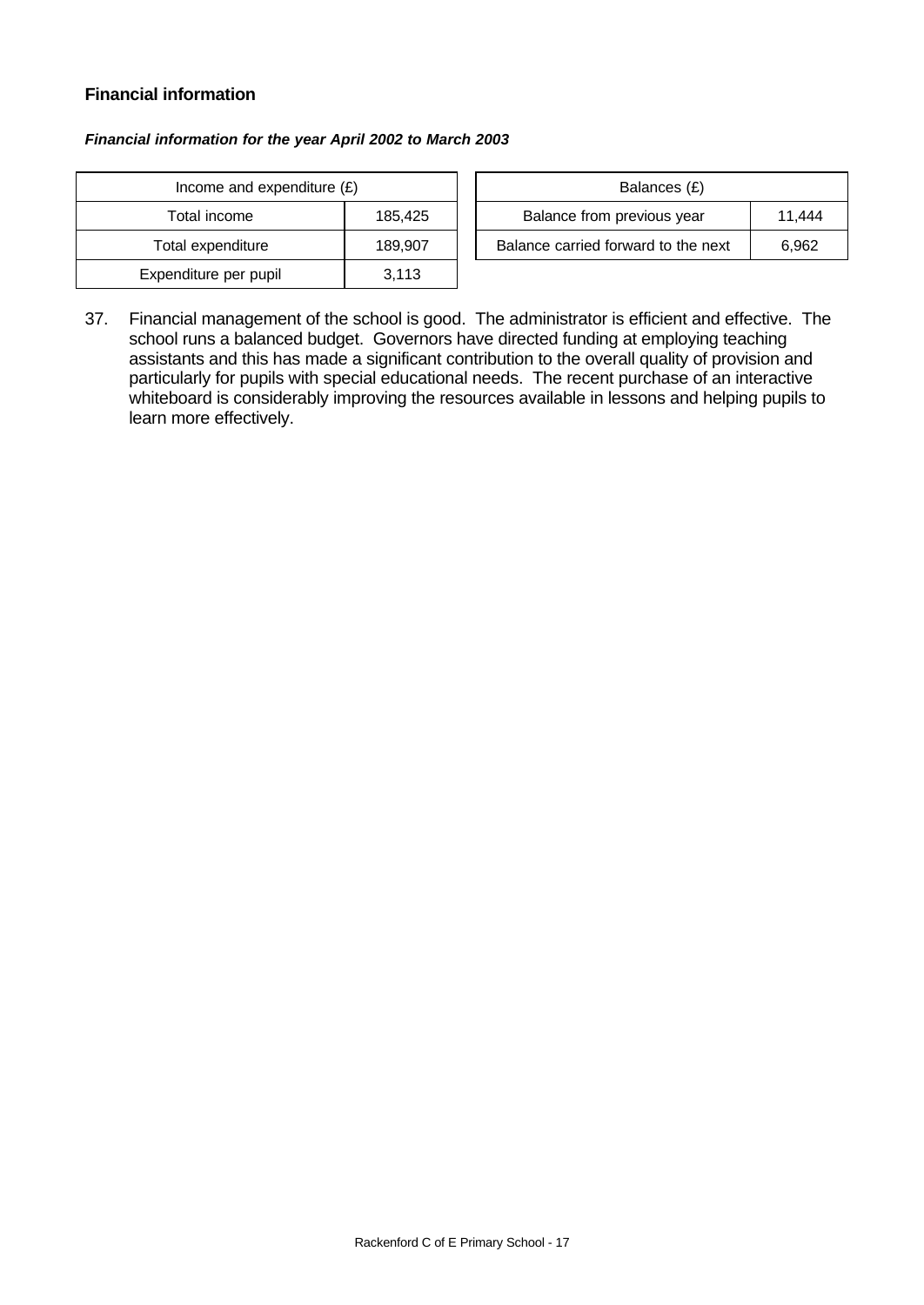### Financial information

***Financial information for the year April 2002 to March 2003***

| Income and expenditure (£) | |
|---|---|
| Total income | 185,425 |
| Total expenditure | 189,907 |
| Expenditure per pupil | 3,113 |

| Balances (£) | |
|---|---|
| Balance from previous year | 11,444 |
| Balance carried forward to the next | 6,962 |

37. Financial management of the school is good. The administrator is efficient and effective. The school runs a balanced budget. Governors have directed funding at employing teaching assistants and this has made a significant contribution to the overall quality of provision and particularly for pupils with special educational needs. The recent purchase of an interactive whiteboard is considerably improving the resources available in lessons and helping pupils to learn more effectively.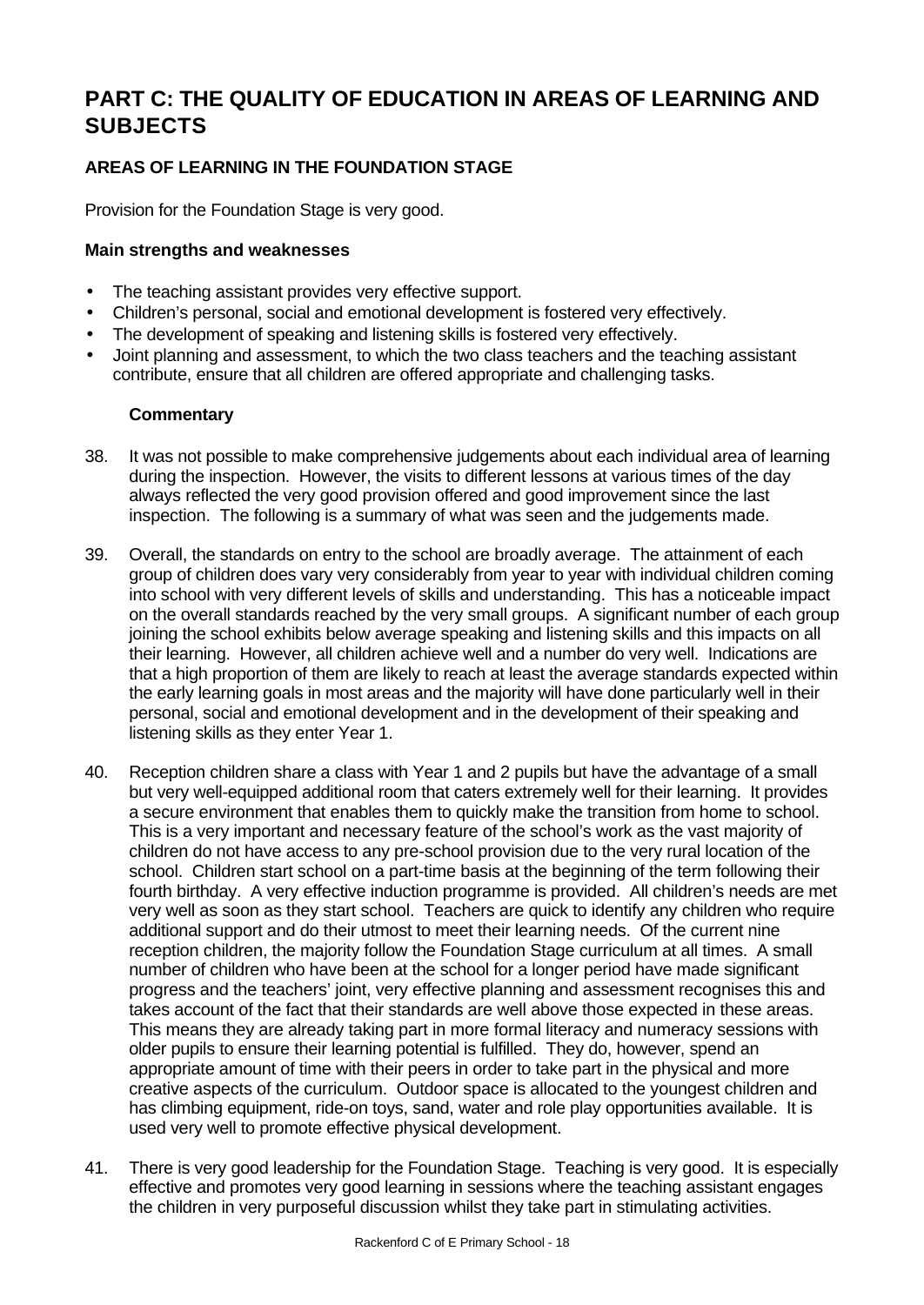# PART C: THE QUALITY OF EDUCATION IN AREAS OF LEARNING AND SUBJECTS

## AREAS OF LEARNING IN THE FOUNDATION STAGE

Provision for the Foundation Stage is very good.

### Main strengths and weaknesses

- The teaching assistant provides very effective support.
- Children's personal, social and emotional development is fostered very effectively.
- The development of speaking and listening skills is fostered very effectively.
- Joint planning and assessment, to which the two class teachers and the teaching assistant contribute, ensure that all children are offered appropriate and challenging tasks.

#### Commentary

38. It was not possible to make comprehensive judgements about each individual area of learning during the inspection. However, the visits to different lessons at various times of the day always reflected the very good provision offered and good improvement since the last inspection. The following is a summary of what was seen and the judgements made.

39. Overall, the standards on entry to the school are broadly average. The attainment of each group of children does vary very considerably from year to year with individual children coming into school with very different levels of skills and understanding. This has a noticeable impact on the overall standards reached by the very small groups. A significant number of each group joining the school exhibits below average speaking and listening skills and this impacts on all their learning. However, all children achieve well and a number do very well. Indications are that a high proportion of them are likely to reach at least the average standards expected within the early learning goals in most areas and the majority will have done particularly well in their personal, social and emotional development and in the development of their speaking and listening skills as they enter Year 1.

40. Reception children share a class with Year 1 and 2 pupils but have the advantage of a small but very well-equipped additional room that caters extremely well for their learning. It provides a secure environment that enables them to quickly make the transition from home to school. This is a very important and necessary feature of the school's work as the vast majority of children do not have access to any pre-school provision due to the very rural location of the school. Children start school on a part-time basis at the beginning of the term following their fourth birthday. A very effective induction programme is provided. All children's needs are met very well as soon as they start school. Teachers are quick to identify any children who require additional support and do their utmost to meet their learning needs. Of the current nine reception children, the majority follow the Foundation Stage curriculum at all times. A small number of children who have been at the school for a longer period have made significant progress and the teachers' joint, very effective planning and assessment recognises this and takes account of the fact that their standards are well above those expected in these areas. This means they are already taking part in more formal literacy and numeracy sessions with older pupils to ensure their learning potential is fulfilled. They do, however, spend an appropriate amount of time with their peers in order to take part in the physical and more creative aspects of the curriculum. Outdoor space is allocated to the youngest children and has climbing equipment, ride-on toys, sand, water and role play opportunities available. It is used very well to promote effective physical development.

41. There is very good leadership for the Foundation Stage. Teaching is very good. It is especially effective and promotes very good learning in sessions where the teaching assistant engages the children in very purposeful discussion whilst they take part in stimulating activities.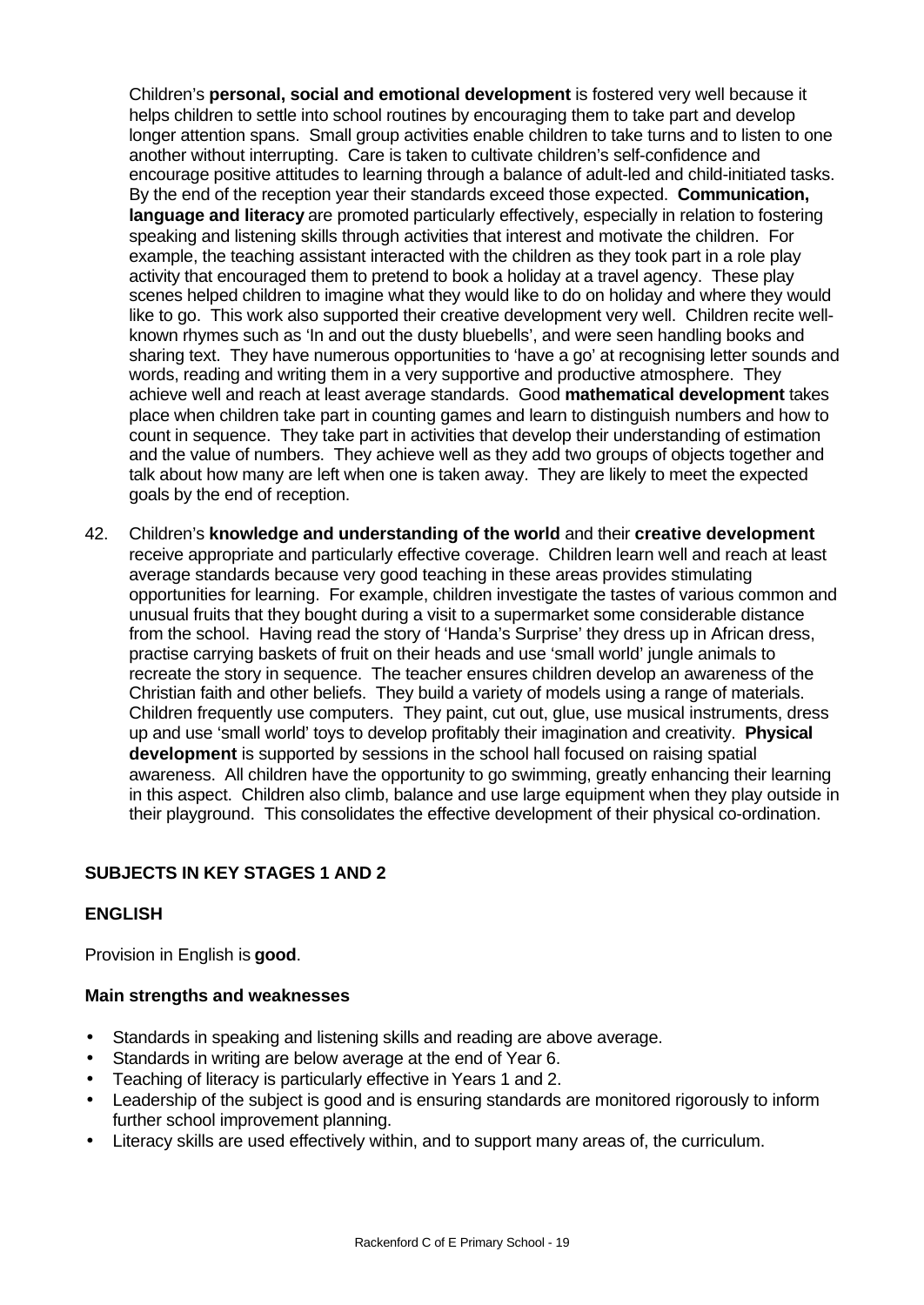Children's **personal, social and emotional development** is fostered very well because it helps children to settle into school routines by encouraging them to take part and develop longer attention spans. Small group activities enable children to take turns and to listen to one another without interrupting. Care is taken to cultivate children's self-confidence and encourage positive attitudes to learning through a balance of adult-led and child-initiated tasks. By the end of the reception year their standards exceed those expected. **Communication, language and literacy** are promoted particularly effectively, especially in relation to fostering speaking and listening skills through activities that interest and motivate the children. For example, the teaching assistant interacted with the children as they took part in a role play activity that encouraged them to pretend to book a holiday at a travel agency. These play scenes helped children to imagine what they would like to do on holiday and where they would like to go. This work also supported their creative development very well. Children recite well-known rhymes such as 'In and out the dusty bluebells', and were seen handling books and sharing text. They have numerous opportunities to 'have a go' at recognising letter sounds and words, reading and writing them in a very supportive and productive atmosphere. They achieve well and reach at least average standards. Good **mathematical development** takes place when children take part in counting games and learn to distinguish numbers and how to count in sequence. They take part in activities that develop their understanding of estimation and the value of numbers. They achieve well as they add two groups of objects together and talk about how many are left when one is taken away. They are likely to meet the expected goals by the end of reception.

42. Children's **knowledge and understanding of the world** and their **creative development** receive appropriate and particularly effective coverage. Children learn well and reach at least average standards because very good teaching in these areas provides stimulating opportunities for learning. For example, children investigate the tastes of various common and unusual fruits that they bought during a visit to a supermarket some considerable distance from the school. Having read the story of 'Handa's Surprise' they dress up in African dress, practise carrying baskets of fruit on their heads and use 'small world' jungle animals to recreate the story in sequence. The teacher ensures children develop an awareness of the Christian faith and other beliefs. They build a variety of models using a range of materials. Children frequently use computers. They paint, cut out, glue, use musical instruments, dress up and use 'small world' toys to develop profitably their imagination and creativity. **Physical development** is supported by sessions in the school hall focused on raising spatial awareness. All children have the opportunity to go swimming, greatly enhancing their learning in this aspect. Children also climb, balance and use large equipment when they play outside in their playground. This consolidates the effective development of their physical co-ordination.

## SUBJECTS IN KEY STAGES 1 AND 2

### ENGLISH

Provision in English is **good**.

**Main strengths and weaknesses**

- Standards in speaking and listening skills and reading are above average.
- Standards in writing are below average at the end of Year 6.
- Teaching of literacy is particularly effective in Years 1 and 2.
- Leadership of the subject is good and is ensuring standards are monitored rigorously to inform further school improvement planning.
- Literacy skills are used effectively within, and to support many areas of, the curriculum.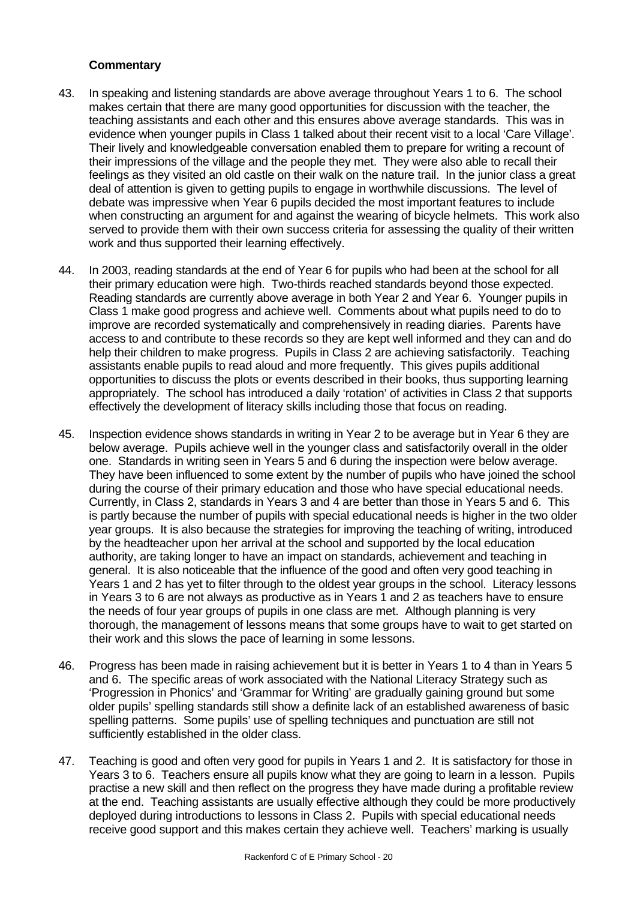**Commentary**

43. In speaking and listening standards are above average throughout Years 1 to 6. The school makes certain that there are many good opportunities for discussion with the teacher, the teaching assistants and each other and this ensures above average standards. This was in evidence when younger pupils in Class 1 talked about their recent visit to a local 'Care Village'. Their lively and knowledgeable conversation enabled them to prepare for writing a recount of their impressions of the village and the people they met. They were also able to recall their feelings as they visited an old castle on their walk on the nature trail. In the junior class a great deal of attention is given to getting pupils to engage in worthwhile discussions. The level of debate was impressive when Year 6 pupils decided the most important features to include when constructing an argument for and against the wearing of bicycle helmets. This work also served to provide them with their own success criteria for assessing the quality of their written work and thus supported their learning effectively.

44. In 2003, reading standards at the end of Year 6 for pupils who had been at the school for all their primary education were high. Two-thirds reached standards beyond those expected. Reading standards are currently above average in both Year 2 and Year 6. Younger pupils in Class 1 make good progress and achieve well. Comments about what pupils need to do to improve are recorded systematically and comprehensively in reading diaries. Parents have access to and contribute to these records so they are kept well informed and they can and do help their children to make progress. Pupils in Class 2 are achieving satisfactorily. Teaching assistants enable pupils to read aloud and more frequently. This gives pupils additional opportunities to discuss the plots or events described in their books, thus supporting learning appropriately. The school has introduced a daily 'rotation' of activities in Class 2 that supports effectively the development of literacy skills including those that focus on reading.

45. Inspection evidence shows standards in writing in Year 2 to be average but in Year 6 they are below average. Pupils achieve well in the younger class and satisfactorily overall in the older one. Standards in writing seen in Years 5 and 6 during the inspection were below average. They have been influenced to some extent by the number of pupils who have joined the school during the course of their primary education and those who have special educational needs. Currently, in Class 2, standards in Years 3 and 4 are better than those in Years 5 and 6. This is partly because the number of pupils with special educational needs is higher in the two older year groups. It is also because the strategies for improving the teaching of writing, introduced by the headteacher upon her arrival at the school and supported by the local education authority, are taking longer to have an impact on standards, achievement and teaching in general. It is also noticeable that the influence of the good and often very good teaching in Years 1 and 2 has yet to filter through to the oldest year groups in the school. Literacy lessons in Years 3 to 6 are not always as productive as in Years 1 and 2 as teachers have to ensure the needs of four year groups of pupils in one class are met. Although planning is very thorough, the management of lessons means that some groups have to wait to get started on their work and this slows the pace of learning in some lessons.

46. Progress has been made in raising achievement but it is better in Years 1 to 4 than in Years 5 and 6. The specific areas of work associated with the National Literacy Strategy such as 'Progression in Phonics' and 'Grammar for Writing' are gradually gaining ground but some older pupils' spelling standards still show a definite lack of an established awareness of basic spelling patterns. Some pupils' use of spelling techniques and punctuation are still not sufficiently established in the older class.

47. Teaching is good and often very good for pupils in Years 1 and 2. It is satisfactory for those in Years 3 to 6. Teachers ensure all pupils know what they are going to learn in a lesson. Pupils practise a new skill and then reflect on the progress they have made during a profitable review at the end. Teaching assistants are usually effective although they could be more productively deployed during introductions to lessons in Class 2. Pupils with special educational needs receive good support and this makes certain they achieve well. Teachers' marking is usually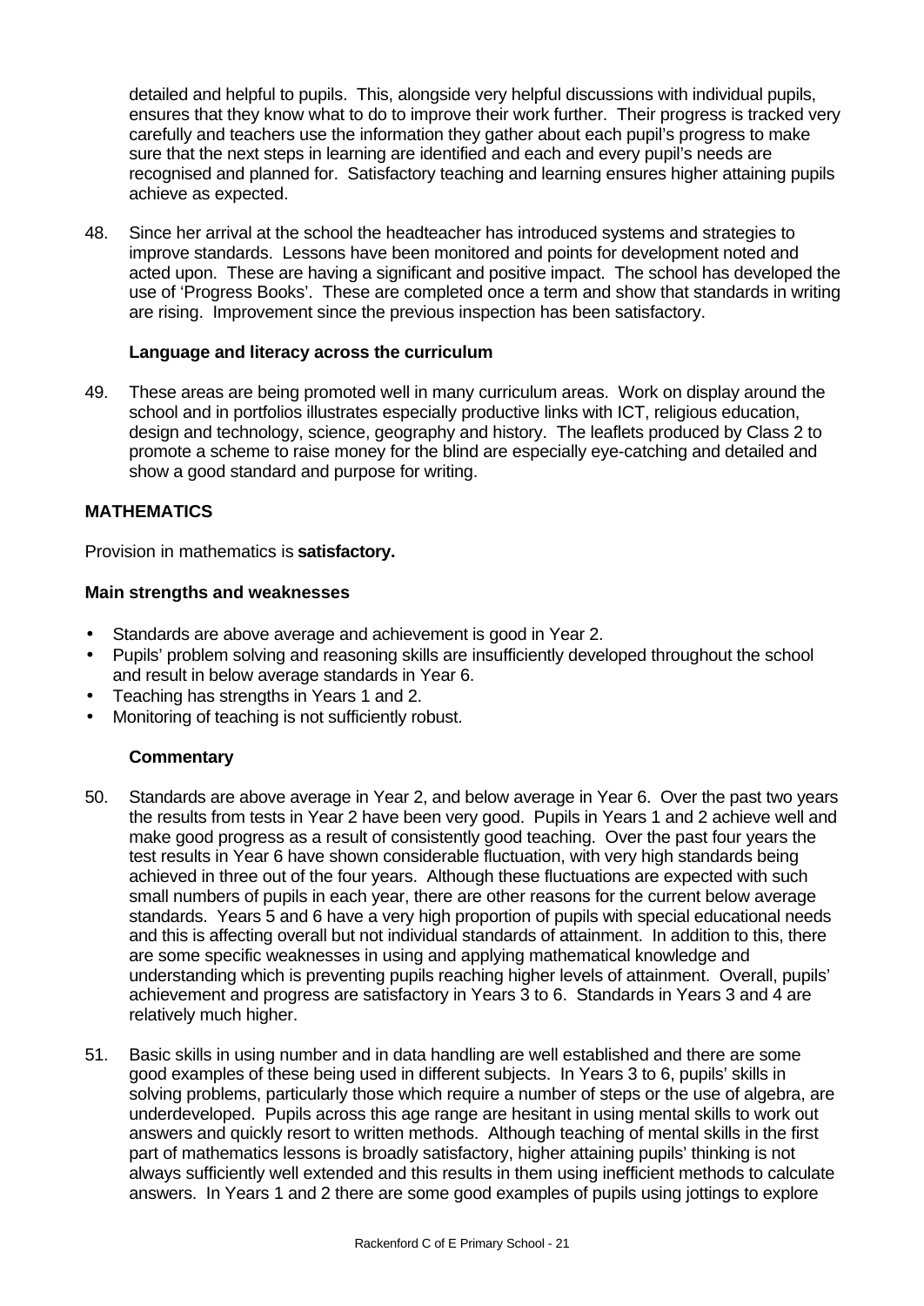detailed and helpful to pupils. This, alongside very helpful discussions with individual pupils, ensures that they know what to do to improve their work further. Their progress is tracked very carefully and teachers use the information they gather about each pupil's progress to make sure that the next steps in learning are identified and each and every pupil's needs are recognised and planned for. Satisfactory teaching and learning ensures higher attaining pupils achieve as expected.

48. Since her arrival at the school the headteacher has introduced systems and strategies to improve standards. Lessons have been monitored and points for development noted and acted upon. These are having a significant and positive impact. The school has developed the use of 'Progress Books'. These are completed once a term and show that standards in writing are rising. Improvement since the previous inspection has been satisfactory.

### Language and literacy across the curriculum

49. These areas are being promoted well in many curriculum areas. Work on display around the school and in portfolios illustrates especially productive links with ICT, religious education, design and technology, science, geography and history. The leaflets produced by Class 2 to promote a scheme to raise money for the blind are especially eye-catching and detailed and show a good standard and purpose for writing.

## MATHEMATICS

Provision in mathematics is **satisfactory.**

### Main strengths and weaknesses

- Standards are above average and achievement is good in Year 2.
- Pupils' problem solving and reasoning skills are insufficiently developed throughout the school and result in below average standards in Year 6.
- Teaching has strengths in Years 1 and 2.
- Monitoring of teaching is not sufficiently robust.

### Commentary

50. Standards are above average in Year 2, and below average in Year 6. Over the past two years the results from tests in Year 2 have been very good. Pupils in Years 1 and 2 achieve well and make good progress as a result of consistently good teaching. Over the past four years the test results in Year 6 have shown considerable fluctuation, with very high standards being achieved in three out of the four years. Although these fluctuations are expected with such small numbers of pupils in each year, there are other reasons for the current below average standards. Years 5 and 6 have a very high proportion of pupils with special educational needs and this is affecting overall but not individual standards of attainment. In addition to this, there are some specific weaknesses in using and applying mathematical knowledge and understanding which is preventing pupils reaching higher levels of attainment. Overall, pupils' achievement and progress are satisfactory in Years 3 to 6. Standards in Years 3 and 4 are relatively much higher.

51. Basic skills in using number and in data handling are well established and there are some good examples of these being used in different subjects. In Years 3 to 6, pupils' skills in solving problems, particularly those which require a number of steps or the use of algebra, are underdeveloped. Pupils across this age range are hesitant in using mental skills to work out answers and quickly resort to written methods. Although teaching of mental skills in the first part of mathematics lessons is broadly satisfactory, higher attaining pupils' thinking is not always sufficiently well extended and this results in them using inefficient methods to calculate answers. In Years 1 and 2 there are some good examples of pupils using jottings to explore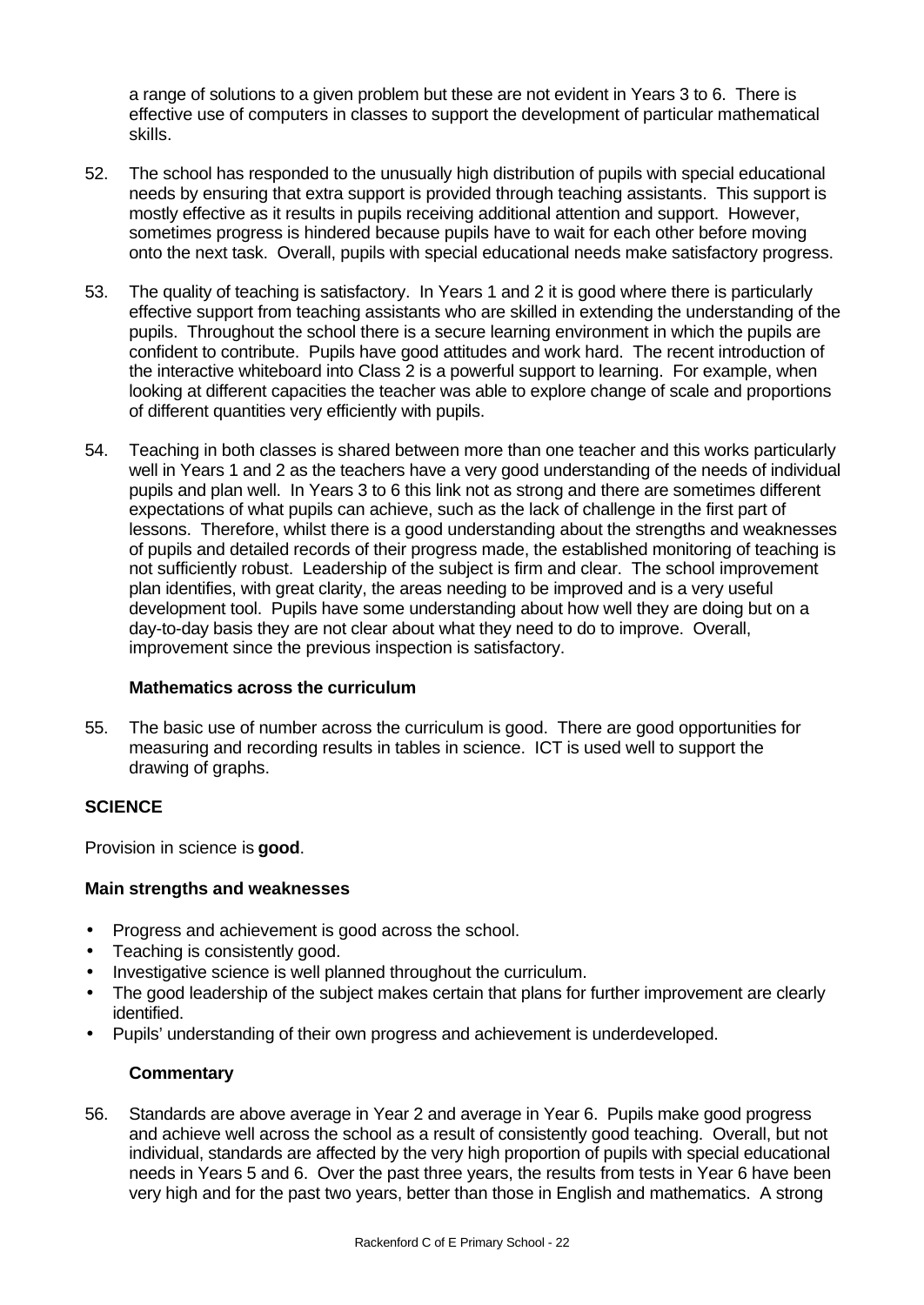a range of solutions to a given problem but these are not evident in Years 3 to 6. There is effective use of computers in classes to support the development of particular mathematical skills.

52. The school has responded to the unusually high distribution of pupils with special educational needs by ensuring that extra support is provided through teaching assistants. This support is mostly effective as it results in pupils receiving additional attention and support. However, sometimes progress is hindered because pupils have to wait for each other before moving onto the next task. Overall, pupils with special educational needs make satisfactory progress.

53. The quality of teaching is satisfactory. In Years 1 and 2 it is good where there is particularly effective support from teaching assistants who are skilled in extending the understanding of the pupils. Throughout the school there is a secure learning environment in which the pupils are confident to contribute. Pupils have good attitudes and work hard. The recent introduction of the interactive whiteboard into Class 2 is a powerful support to learning. For example, when looking at different capacities the teacher was able to explore change of scale and proportions of different quantities very efficiently with pupils.

54. Teaching in both classes is shared between more than one teacher and this works particularly well in Years 1 and 2 as the teachers have a very good understanding of the needs of individual pupils and plan well. In Years 3 to 6 this link not as strong and there are sometimes different expectations of what pupils can achieve, such as the lack of challenge in the first part of lessons. Therefore, whilst there is a good understanding about the strengths and weaknesses of pupils and detailed records of their progress made, the established monitoring of teaching is not sufficiently robust. Leadership of the subject is firm and clear. The school improvement plan identifies, with great clarity, the areas needing to be improved and is a very useful development tool. Pupils have some understanding about how well they are doing but on a day-to-day basis they are not clear about what they need to do to improve. Overall, improvement since the previous inspection is satisfactory.

### Mathematics across the curriculum

55. The basic use of number across the curriculum is good. There are good opportunities for measuring and recording results in tables in science. ICT is used well to support the drawing of graphs.

## SCIENCE

Provision in science is **good**.

### Main strengths and weaknesses

- Progress and achievement is good across the school.
- Teaching is consistently good.
- Investigative science is well planned throughout the curriculum.
- The good leadership of the subject makes certain that plans for further improvement are clearly identified.
- Pupils' understanding of their own progress and achievement is underdeveloped.

### Commentary

56. Standards are above average in Year 2 and average in Year 6. Pupils make good progress and achieve well across the school as a result of consistently good teaching. Overall, but not individual, standards are affected by the very high proportion of pupils with special educational needs in Years 5 and 6. Over the past three years, the results from tests in Year 6 have been very high and for the past two years, better than those in English and mathematics. A strong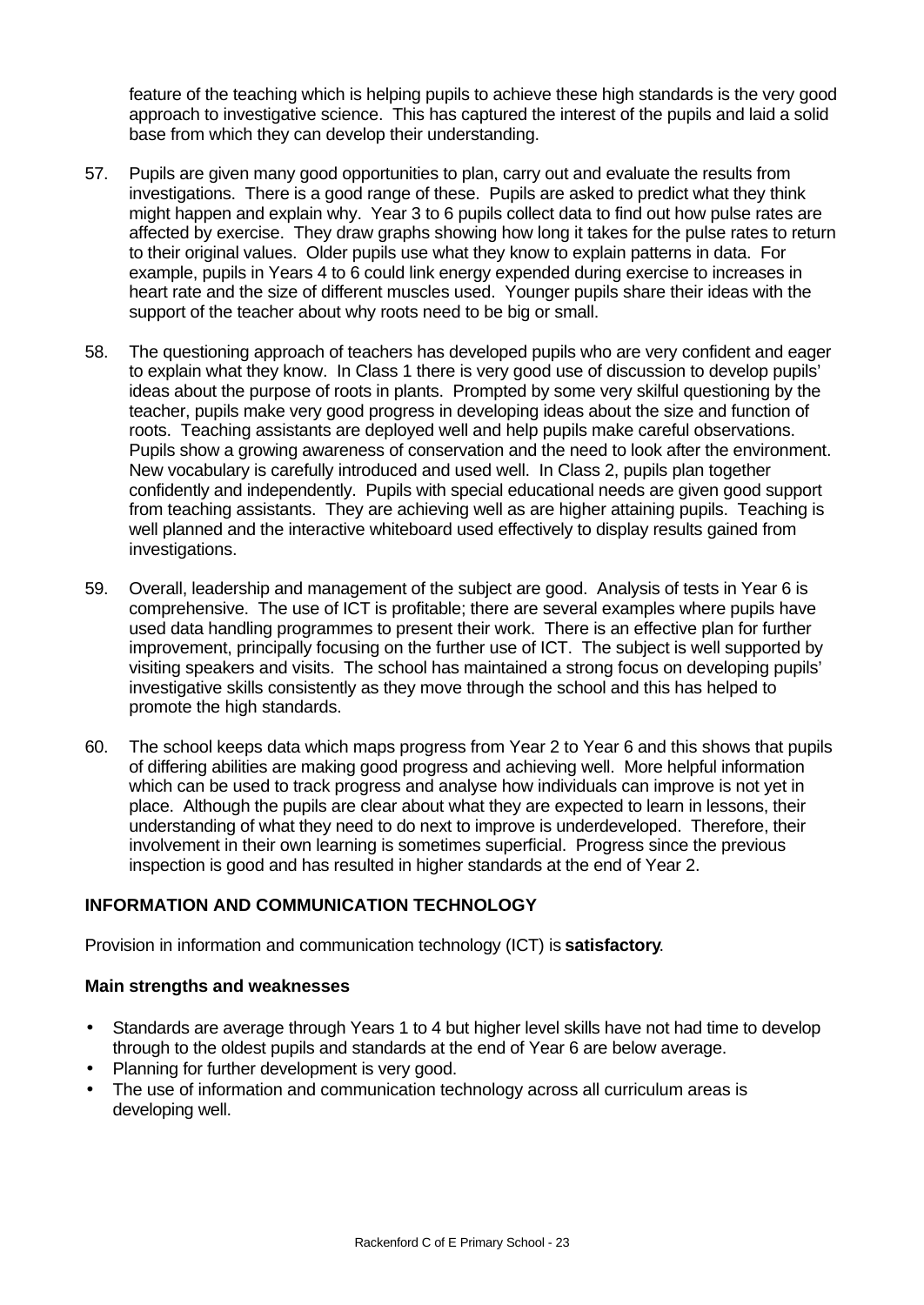feature of the teaching which is helping pupils to achieve these high standards is the very good approach to investigative science. This has captured the interest of the pupils and laid a solid base from which they can develop their understanding.

57. Pupils are given many good opportunities to plan, carry out and evaluate the results from investigations. There is a good range of these. Pupils are asked to predict what they think might happen and explain why. Year 3 to 6 pupils collect data to find out how pulse rates are affected by exercise. They draw graphs showing how long it takes for the pulse rates to return to their original values. Older pupils use what they know to explain patterns in data. For example, pupils in Years 4 to 6 could link energy expended during exercise to increases in heart rate and the size of different muscles used. Younger pupils share their ideas with the support of the teacher about why roots need to be big or small.

58. The questioning approach of teachers has developed pupils who are very confident and eager to explain what they know. In Class 1 there is very good use of discussion to develop pupils' ideas about the purpose of roots in plants. Prompted by some very skilful questioning by the teacher, pupils make very good progress in developing ideas about the size and function of roots. Teaching assistants are deployed well and help pupils make careful observations. Pupils show a growing awareness of conservation and the need to look after the environment. New vocabulary is carefully introduced and used well. In Class 2, pupils plan together confidently and independently. Pupils with special educational needs are given good support from teaching assistants. They are achieving well as are higher attaining pupils. Teaching is well planned and the interactive whiteboard used effectively to display results gained from investigations.

59. Overall, leadership and management of the subject are good. Analysis of tests in Year 6 is comprehensive. The use of ICT is profitable; there are several examples where pupils have used data handling programmes to present their work. There is an effective plan for further improvement, principally focusing on the further use of ICT. The subject is well supported by visiting speakers and visits. The school has maintained a strong focus on developing pupils' investigative skills consistently as they move through the school and this has helped to promote the high standards.

60. The school keeps data which maps progress from Year 2 to Year 6 and this shows that pupils of differing abilities are making good progress and achieving well. More helpful information which can be used to track progress and analyse how individuals can improve is not yet in place. Although the pupils are clear about what they are expected to learn in lessons, their understanding of what they need to do next to improve is underdeveloped. Therefore, their involvement in their own learning is sometimes superficial. Progress since the previous inspection is good and has resulted in higher standards at the end of Year 2.

## INFORMATION AND COMMUNICATION TECHNOLOGY

Provision in information and communication technology (ICT) is **satisfactory**.

### Main strengths and weaknesses

- Standards are average through Years 1 to 4 but higher level skills have not had time to develop through to the oldest pupils and standards at the end of Year 6 are below average.
- Planning for further development is very good.
- The use of information and communication technology across all curriculum areas is developing well.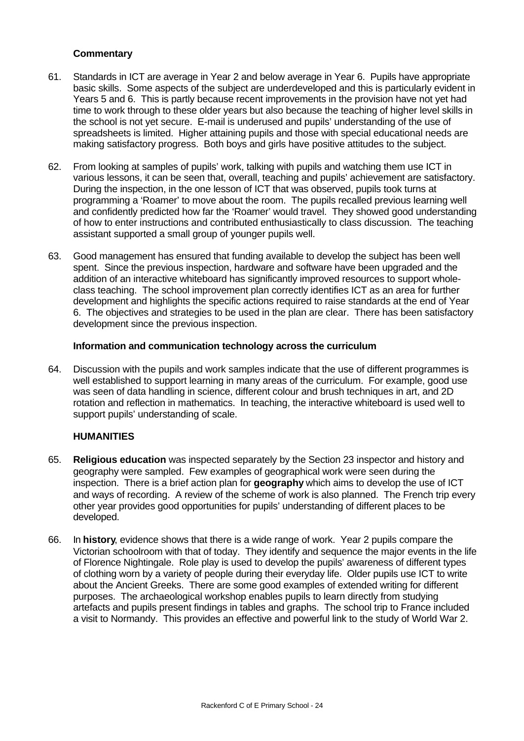**Commentary**

61. Standards in ICT are average in Year 2 and below average in Year 6. Pupils have appropriate basic skills. Some aspects of the subject are underdeveloped and this is particularly evident in Years 5 and 6. This is partly because recent improvements in the provision have not yet had time to work through to these older years but also because the teaching of higher level skills in the school is not yet secure. E-mail is underused and pupils' understanding of the use of spreadsheets is limited. Higher attaining pupils and those with special educational needs are making satisfactory progress. Both boys and girls have positive attitudes to the subject.

62. From looking at samples of pupils' work, talking with pupils and watching them use ICT in various lessons, it can be seen that, overall, teaching and pupils' achievement are satisfactory. During the inspection, in the one lesson of ICT that was observed, pupils took turns at programming a 'Roamer' to move about the room. The pupils recalled previous learning well and confidently predicted how far the 'Roamer' would travel. They showed good understanding of how to enter instructions and contributed enthusiastically to class discussion. The teaching assistant supported a small group of younger pupils well.

63. Good management has ensured that funding available to develop the subject has been well spent. Since the previous inspection, hardware and software have been upgraded and the addition of an interactive whiteboard has significantly improved resources to support whole-class teaching. The school improvement plan correctly identifies ICT as an area for further development and highlights the specific actions required to raise standards at the end of Year 6. The objectives and strategies to be used in the plan are clear. There has been satisfactory development since the previous inspection.

**Information and communication technology across the curriculum**

64. Discussion with the pupils and work samples indicate that the use of different programmes is well established to support learning in many areas of the curriculum. For example, good use was seen of data handling in science, different colour and brush techniques in art, and 2D rotation and reflection in mathematics. In teaching, the interactive whiteboard is used well to support pupils' understanding of scale.

**HUMANITIES**

65. **Religious education** was inspected separately by the Section 23 inspector and history and geography were sampled. Few examples of geographical work were seen during the inspection. There is a brief action plan for **geography** which aims to develop the use of ICT and ways of recording. A review of the scheme of work is also planned. The French trip every other year provides good opportunities for pupils' understanding of different places to be developed.

66. In **history**, evidence shows that there is a wide range of work. Year 2 pupils compare the Victorian schoolroom with that of today. They identify and sequence the major events in the life of Florence Nightingale. Role play is used to develop the pupils' awareness of different types of clothing worn by a variety of people during their everyday life. Older pupils use ICT to write about the Ancient Greeks. There are some good examples of extended writing for different purposes. The archaeological workshop enables pupils to learn directly from studying artefacts and pupils present findings in tables and graphs. The school trip to France included a visit to Normandy. This provides an effective and powerful link to the study of World War 2.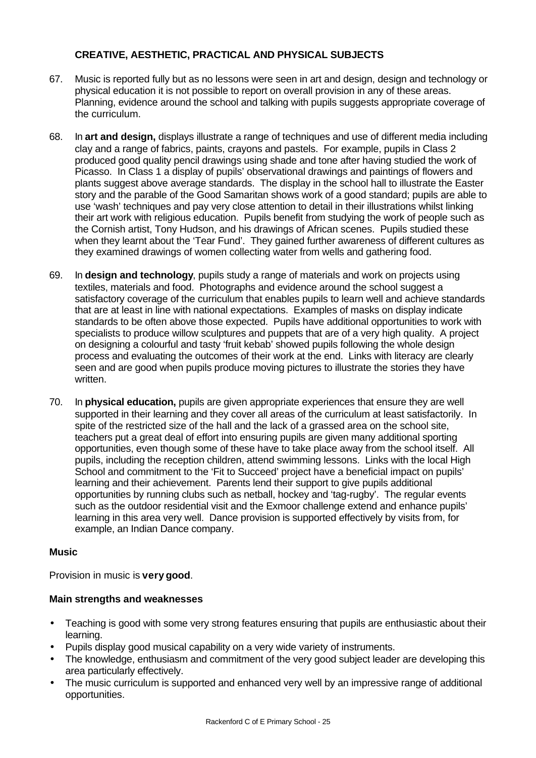## CREATIVE, AESTHETIC, PRACTICAL AND PHYSICAL SUBJECTS

67. Music is reported fully but as no lessons were seen in art and design, design and technology or physical education it is not possible to report on overall provision in any of these areas. Planning, evidence around the school and talking with pupils suggests appropriate coverage of the curriculum.

68. In **art and design,** displays illustrate a range of techniques and use of different media including clay and a range of fabrics, paints, crayons and pastels. For example, pupils in Class 2 produced good quality pencil drawings using shade and tone after having studied the work of Picasso. In Class 1 a display of pupils' observational drawings and paintings of flowers and plants suggest above average standards. The display in the school hall to illustrate the Easter story and the parable of the Good Samaritan shows work of a good standard; pupils are able to use 'wash' techniques and pay very close attention to detail in their illustrations whilst linking their art work with religious education. Pupils benefit from studying the work of people such as the Cornish artist, Tony Hudson, and his drawings of African scenes. Pupils studied these when they learnt about the 'Tear Fund'. They gained further awareness of different cultures as they examined drawings of women collecting water from wells and gathering food.

69. In **design and technology**, pupils study a range of materials and work on projects using textiles, materials and food. Photographs and evidence around the school suggest a satisfactory coverage of the curriculum that enables pupils to learn well and achieve standards that are at least in line with national expectations. Examples of masks on display indicate standards to be often above those expected. Pupils have additional opportunities to work with specialists to produce willow sculptures and puppets that are of a very high quality. A project on designing a colourful and tasty 'fruit kebab' showed pupils following the whole design process and evaluating the outcomes of their work at the end. Links with literacy are clearly seen and are good when pupils produce moving pictures to illustrate the stories they have written.

70. In **physical education,** pupils are given appropriate experiences that ensure they are well supported in their learning and they cover all areas of the curriculum at least satisfactorily. In spite of the restricted size of the hall and the lack of a grassed area on the school site, teachers put a great deal of effort into ensuring pupils are given many additional sporting opportunities, even though some of these have to take place away from the school itself. All pupils, including the reception children, attend swimming lessons. Links with the local High School and commitment to the 'Fit to Succeed' project have a beneficial impact on pupils' learning and their achievement. Parents lend their support to give pupils additional opportunities by running clubs such as netball, hockey and 'tag-rugby'. The regular events such as the outdoor residential visit and the Exmoor challenge extend and enhance pupils' learning in this area very well. Dance provision is supported effectively by visits from, for example, an Indian Dance company.

### Music

Provision in music is **very good**.

### Main strengths and weaknesses

- Teaching is good with some very strong features ensuring that pupils are enthusiastic about their learning.
- Pupils display good musical capability on a very wide variety of instruments.
- The knowledge, enthusiasm and commitment of the very good subject leader are developing this area particularly effectively.
- The music curriculum is supported and enhanced very well by an impressive range of additional opportunities.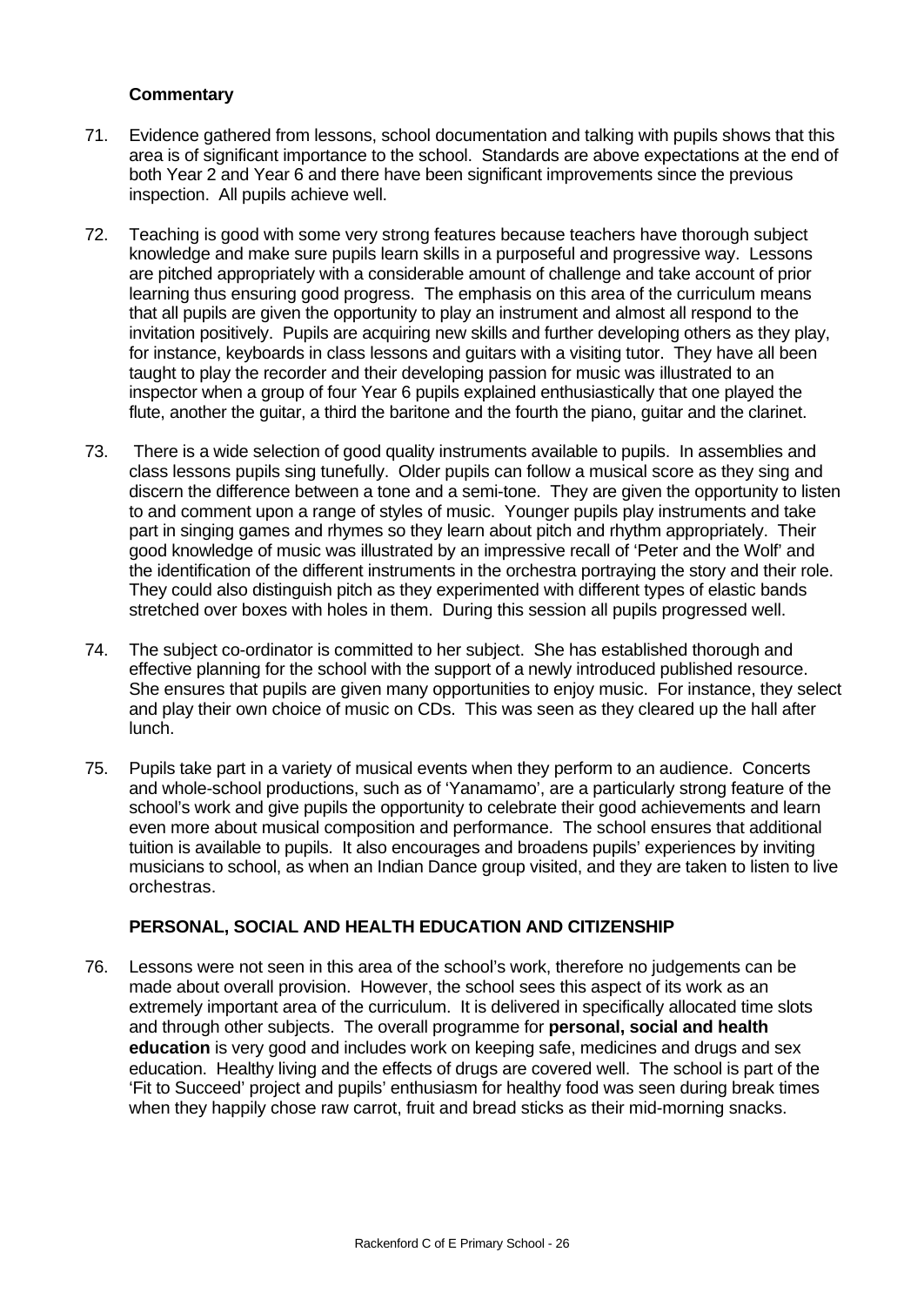**Commentary**

71. Evidence gathered from lessons, school documentation and talking with pupils shows that this area is of significant importance to the school. Standards are above expectations at the end of both Year 2 and Year 6 and there have been significant improvements since the previous inspection. All pupils achieve well.

72. Teaching is good with some very strong features because teachers have thorough subject knowledge and make sure pupils learn skills in a purposeful and progressive way. Lessons are pitched appropriately with a considerable amount of challenge and take account of prior learning thus ensuring good progress. The emphasis on this area of the curriculum means that all pupils are given the opportunity to play an instrument and almost all respond to the invitation positively. Pupils are acquiring new skills and further developing others as they play, for instance, keyboards in class lessons and guitars with a visiting tutor. They have all been taught to play the recorder and their developing passion for music was illustrated to an inspector when a group of four Year 6 pupils explained enthusiastically that one played the flute, another the guitar, a third the baritone and the fourth the piano, guitar and the clarinet.

73. There is a wide selection of good quality instruments available to pupils. In assemblies and class lessons pupils sing tunefully. Older pupils can follow a musical score as they sing and discern the difference between a tone and a semi-tone. They are given the opportunity to listen to and comment upon a range of styles of music. Younger pupils play instruments and take part in singing games and rhymes so they learn about pitch and rhythm appropriately. Their good knowledge of music was illustrated by an impressive recall of 'Peter and the Wolf' and the identification of the different instruments in the orchestra portraying the story and their role. They could also distinguish pitch as they experimented with different types of elastic bands stretched over boxes with holes in them. During this session all pupils progressed well.

74. The subject co-ordinator is committed to her subject. She has established thorough and effective planning for the school with the support of a newly introduced published resource. She ensures that pupils are given many opportunities to enjoy music. For instance, they select and play their own choice of music on CDs. This was seen as they cleared up the hall after lunch.

75. Pupils take part in a variety of musical events when they perform to an audience. Concerts and whole-school productions, such as of 'Yanamamo', are a particularly strong feature of the school's work and give pupils the opportunity to celebrate their good achievements and learn even more about musical composition and performance. The school ensures that additional tuition is available to pupils. It also encourages and broadens pupils' experiences by inviting musicians to school, as when an Indian Dance group visited, and they are taken to listen to live orchestras.

## PERSONAL, SOCIAL AND HEALTH EDUCATION AND CITIZENSHIP

76. Lessons were not seen in this area of the school's work, therefore no judgements can be made about overall provision. However, the school sees this aspect of its work as an extremely important area of the curriculum. It is delivered in specifically allocated time slots and through other subjects. The overall programme for **personal, social and health education** is very good and includes work on keeping safe, medicines and drugs and sex education. Healthy living and the effects of drugs are covered well. The school is part of the 'Fit to Succeed' project and pupils' enthusiasm for healthy food was seen during break times when they happily chose raw carrot, fruit and bread sticks as their mid-morning snacks.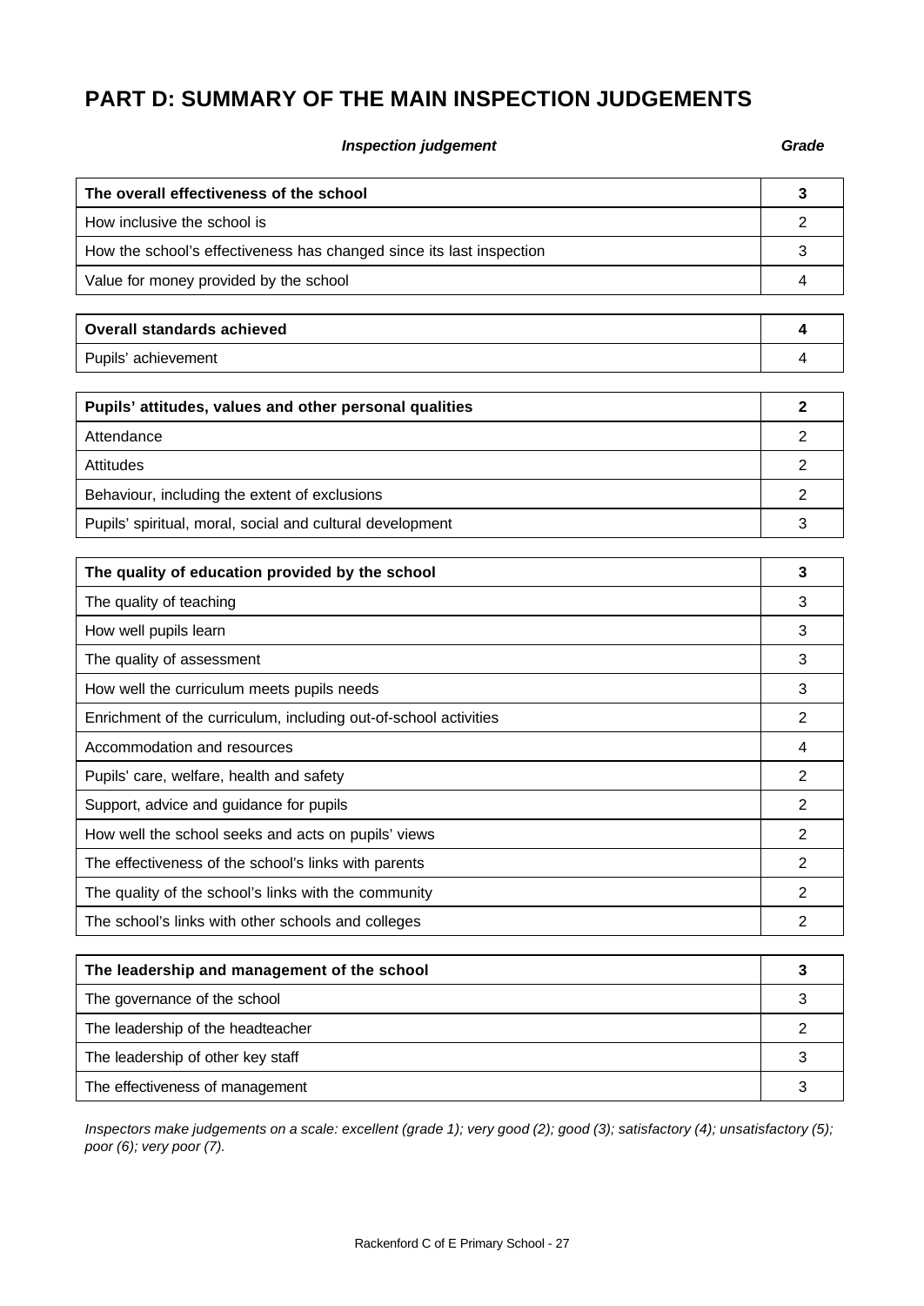# PART D: SUMMARY OF THE MAIN INSPECTION JUDGEMENTS

| *Inspection judgement* | *Grade* |
|---|---|
| **The overall effectiveness of the school** | **3** |
| How inclusive the school is | 2 |
| How the school's effectiveness has changed since its last inspection | 3 |
| Value for money provided by the school | 4 |
| **Overall standards achieved** | **4** |
| Pupils' achievement | 4 |
| **Pupils' attitudes, values and other personal qualities** | **2** |
| Attendance | 2 |
| Attitudes | 2 |
| Behaviour, including the extent of exclusions | 2 |
| Pupils' spiritual, moral, social and cultural development | 3 |
| **The quality of education provided by the school** | **3** |
| The quality of teaching | 3 |
| How well pupils learn | 3 |
| The quality of assessment | 3 |
| How well the curriculum meets pupils needs | 3 |
| Enrichment of the curriculum, including out-of-school activities | 2 |
| Accommodation and resources | 4 |
| Pupils' care, welfare, health and safety | 2 |
| Support, advice and guidance for pupils | 2 |
| How well the school seeks and acts on pupils' views | 2 |
| The effectiveness of the school's links with parents | 2 |
| The quality of the school's links with the community | 2 |
| The school's links with other schools and colleges | 2 |
| **The leadership and management of the school** | **3** |
| The governance of the school | 3 |
| The leadership of the headteacher | 2 |
| The leadership of other key staff | 3 |
| The effectiveness of management | 3 |

*Inspectors make judgements on a scale: excellent (grade 1); very good (2); good (3); satisfactory (4); unsatisfactory (5); poor (6); very poor (7).*